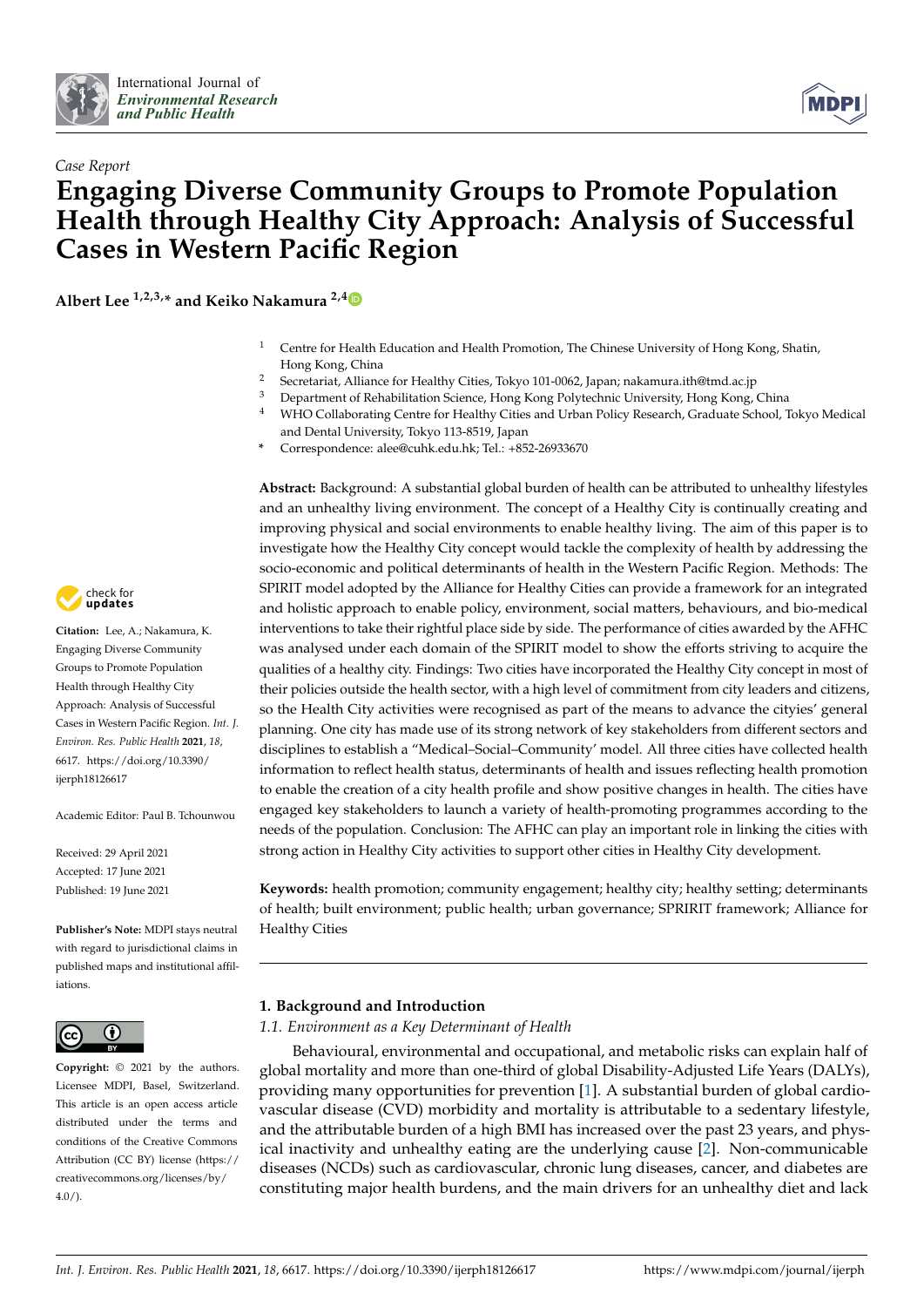*Case Report*

# Engaging Diverse Community Groups to Promote Population Health through Healthy City Approach: Analysis of Successful Cases in Western Pacific Region

**Albert Lee [1,2,3,*] and Keiko Nakamura [2,4]**

[1] Centre for Health Education and Health Promotion, The Chinese University of Hong Kong, Shatin, Hong Kong, China
[2] Secretariat, Alliance for Healthy Cities, Tokyo 101-0062, Japan; nakamura.ith@tmd.ac.jp
[3] Department of Rehabilitation Science, Hong Kong Polytechnic University, Hong Kong, China
[4] WHO Collaborating Centre for Healthy Cities and Urban Policy Research, Graduate School, Tokyo Medical and Dental University, Tokyo 113-8519, Japan
\* Correspondence: alee@cuhk.edu.hk; Tel.: +852-26933670

**Citation:** Lee, A.; Nakamura, K. Engaging Diverse Community Groups to Promote Population Health through Healthy City Approach: Analysis of Successful Cases in Western Pacific Region. *Int. J. Environ. Res. Public Health* **2021**, *18*, 6617. https://doi.org/10.3390/ijerph18126617

Academic Editor: Paul B. Tchounwou

Received: 29 April 2021
Accepted: 17 June 2021
Published: 19 June 2021

**Publisher's Note:** MDPI stays neutral with regard to jurisdictional claims in published maps and institutional affiliations.

**Copyright:** © 2021 by the authors. Licensee MDPI, Basel, Switzerland. This article is an open access article distributed under the terms and conditions of the Creative Commons Attribution (CC BY) license (https://creativecommons.org/licenses/by/4.0/).

**Abstract:** Background: A substantial global burden of health can be attributed to unhealthy lifestyles and an unhealthy living environment. The concept of a Healthy City is continually creating and improving physical and social environments to enable healthy living. The aim of this paper is to investigate how the Healthy City concept would tackle the complexity of health by addressing the socio-economic and political determinants of health in the Western Pacific Region. Methods: The SPIRIT model adopted by the Alliance for Healthy Cities can provide a framework for an integrated and holistic approach to enable policy, environment, social matters, behaviours, and bio-medical interventions to take their rightful place side by side. The performance of cities awarded by the AFHC was analysed under each domain of the SPIRIT model to show the efforts striving to acquire the qualities of a healthy city. Findings: Two cities have incorporated the Healthy City concept in most of their policies outside the health sector, with a high level of commitment from city leaders and citizens, so the Health City activities were recognised as part of the means to advance the cityies' general planning. One city has made use of its strong network of key stakeholders from different sectors and disciplines to establish a "Medical–Social–Community' model. All three cities have collected health information to reflect health status, determinants of health and issues reflecting health promotion to enable the creation of a city health profile and show positive changes in health. The cities have engaged key stakeholders to launch a variety of health-promoting programmes according to the needs of the population. Conclusion: The AFHC can play an important role in linking the cities with strong action in Healthy City activities to support other cities in Healthy City development.

**Keywords:** health promotion; community engagement; healthy city; healthy setting; determinants of health; built environment; public health; urban governance; SPRIRIT framework; Alliance for Healthy Cities

## 1. Background and Introduction

### 1.1. Environment as a Key Determinant of Health

Behavioural, environmental and occupational, and metabolic risks can explain half of global mortality and more than one-third of global Disability-Adjusted Life Years (DALYs), providing many opportunities for prevention [1]. A substantial burden of global cardio-vascular disease (CVD) morbidity and mortality is attributable to a sedentary lifestyle, and the attributable burden of a high BMI has increased over the past 23 years, and physical inactivity and unhealthy eating are the underlying cause [2]. Non-communicable diseases (NCDs) such as cardiovascular, chronic lung diseases, cancer, and diabetes are constituting major health burdens, and the main drivers for an unhealthy diet and lack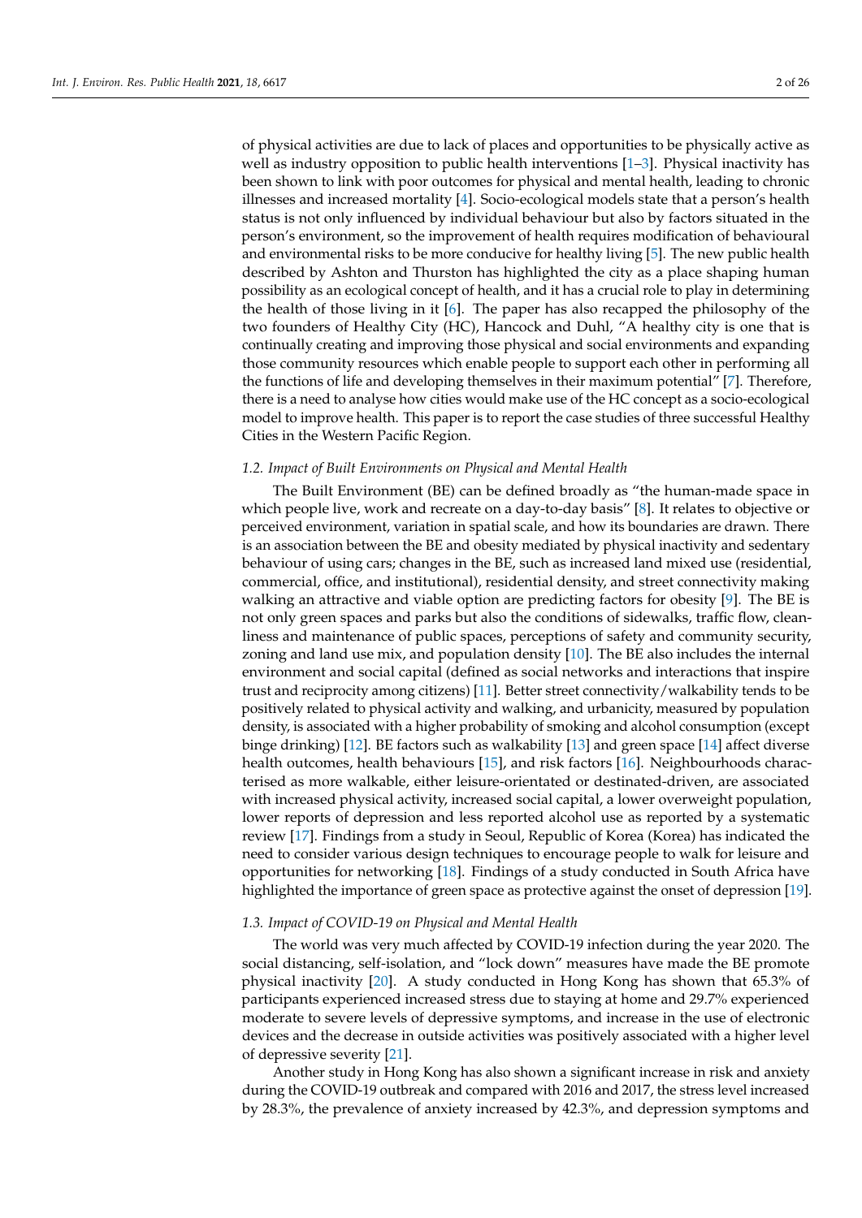of physical activities are due to lack of places and opportunities to be physically active as well as industry opposition to public health interventions [1–3]. Physical inactivity has been shown to link with poor outcomes for physical and mental health, leading to chronic illnesses and increased mortality [4]. Socio-ecological models state that a person's health status is not only influenced by individual behaviour but also by factors situated in the person's environment, so the improvement of health requires modification of behavioural and environmental risks to be more conducive for healthy living [5]. The new public health described by Ashton and Thurston has highlighted the city as a place shaping human possibility as an ecological concept of health, and it has a crucial role to play in determining the health of those living in it [6]. The paper has also recapped the philosophy of the two founders of Healthy City (HC), Hancock and Duhl, "A healthy city is one that is continually creating and improving those physical and social environments and expanding those community resources which enable people to support each other in performing all the functions of life and developing themselves in their maximum potential" [7]. Therefore, there is a need to analyse how cities would make use of the HC concept as a socio-ecological model to improve health. This paper is to report the case studies of three successful Healthy Cities in the Western Pacific Region.

### 1.2. Impact of Built Environments on Physical and Mental Health

The Built Environment (BE) can be defined broadly as "the human-made space in which people live, work and recreate on a day-to-day basis" [8]. It relates to objective or perceived environment, variation in spatial scale, and how its boundaries are drawn. There is an association between the BE and obesity mediated by physical inactivity and sedentary behaviour of using cars; changes in the BE, such as increased land mixed use (residential, commercial, office, and institutional), residential density, and street connectivity making walking an attractive and viable option are predicting factors for obesity [9]. The BE is not only green spaces and parks but also the conditions of sidewalks, traffic flow, cleanliness and maintenance of public spaces, perceptions of safety and community security, zoning and land use mix, and population density [10]. The BE also includes the internal environment and social capital (defined as social networks and interactions that inspire trust and reciprocity among citizens) [11]. Better street connectivity/walkability tends to be positively related to physical activity and walking, and urbanicity, measured by population density, is associated with a higher probability of smoking and alcohol consumption (except binge drinking) [12]. BE factors such as walkability [13] and green space [14] affect diverse health outcomes, health behaviours [15], and risk factors [16]. Neighbourhoods characterised as more walkable, either leisure-orientated or destinated-driven, are associated with increased physical activity, increased social capital, a lower overweight population, lower reports of depression and less reported alcohol use as reported by a systematic review [17]. Findings from a study in Seoul, Republic of Korea (Korea) has indicated the need to consider various design techniques to encourage people to walk for leisure and opportunities for networking [18]. Findings of a study conducted in South Africa have highlighted the importance of green space as protective against the onset of depression [19].

### 1.3. Impact of COVID-19 on Physical and Mental Health

The world was very much affected by COVID-19 infection during the year 2020. The social distancing, self-isolation, and "lock down" measures have made the BE promote physical inactivity [20]. A study conducted in Hong Kong has shown that 65.3% of participants experienced increased stress due to staying at home and 29.7% experienced moderate to severe levels of depressive symptoms, and increase in the use of electronic devices and the decrease in outside activities was positively associated with a higher level of depressive severity [21].

Another study in Hong Kong has also shown a significant increase in risk and anxiety during the COVID-19 outbreak and compared with 2016 and 2017, the stress level increased by 28.3%, the prevalence of anxiety increased by 42.3%, and depression symptoms and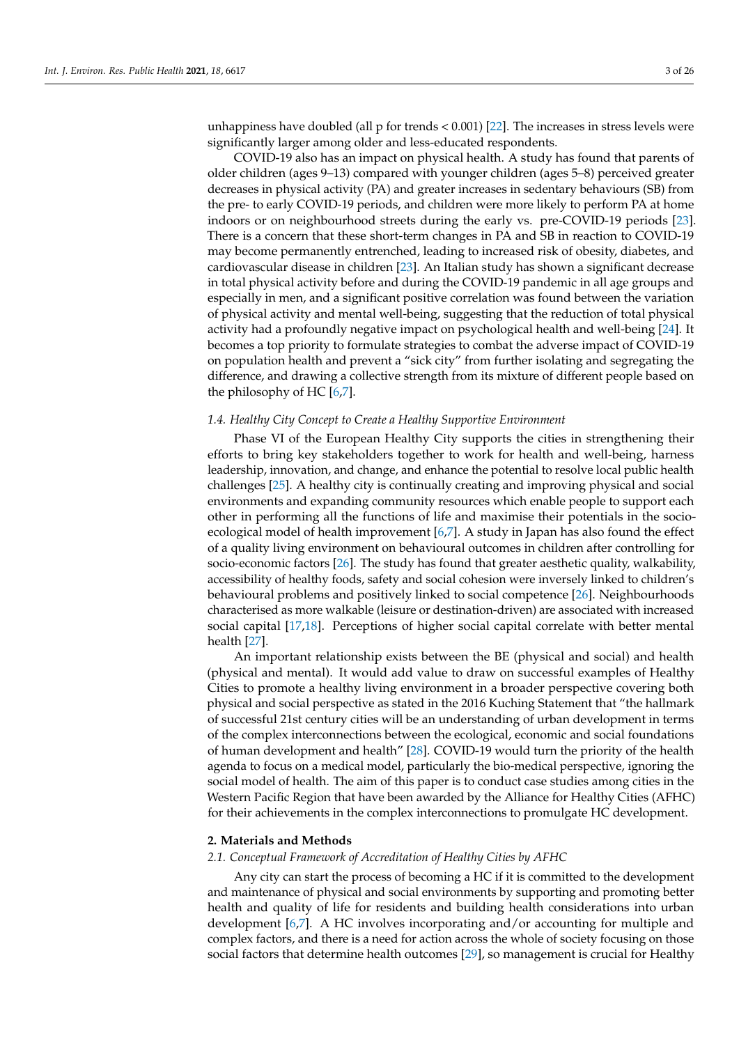unhappiness have doubled (all p for trends < 0.001) [22]. The increases in stress levels were significantly larger among older and less-educated respondents.

COVID-19 also has an impact on physical health. A study has found that parents of older children (ages 9–13) compared with younger children (ages 5–8) perceived greater decreases in physical activity (PA) and greater increases in sedentary behaviours (SB) from the pre- to early COVID-19 periods, and children were more likely to perform PA at home indoors or on neighbourhood streets during the early vs. pre-COVID-19 periods [23]. There is a concern that these short-term changes in PA and SB in reaction to COVID-19 may become permanently entrenched, leading to increased risk of obesity, diabetes, and cardiovascular disease in children [23]. An Italian study has shown a significant decrease in total physical activity before and during the COVID-19 pandemic in all age groups and especially in men, and a significant positive correlation was found between the variation of physical activity and mental well-being, suggesting that the reduction of total physical activity had a profoundly negative impact on psychological health and well-being [24]. It becomes a top priority to formulate strategies to combat the adverse impact of COVID-19 on population health and prevent a "sick city" from further isolating and segregating the difference, and drawing a collective strength from its mixture of different people based on the philosophy of HC [6,7].

### *1.4. Healthy City Concept to Create a Healthy Supportive Environment*

Phase VI of the European Healthy City supports the cities in strengthening their efforts to bring key stakeholders together to work for health and well-being, harness leadership, innovation, and change, and enhance the potential to resolve local public health challenges [25]. A healthy city is continually creating and improving physical and social environments and expanding community resources which enable people to support each other in performing all the functions of life and maximise their potentials in the socio-ecological model of health improvement [6,7]. A study in Japan has also found the effect of a quality living environment on behavioural outcomes in children after controlling for socio-economic factors [26]. The study has found that greater aesthetic quality, walkability, accessibility of healthy foods, safety and social cohesion were inversely linked to children's behavioural problems and positively linked to social competence [26]. Neighbourhoods characterised as more walkable (leisure or destination-driven) are associated with increased social capital [17,18]. Perceptions of higher social capital correlate with better mental health [27].

An important relationship exists between the BE (physical and social) and health (physical and mental). It would add value to draw on successful examples of Healthy Cities to promote a healthy living environment in a broader perspective covering both physical and social perspective as stated in the 2016 Kuching Statement that "the hallmark of successful 21st century cities will be an understanding of urban development in terms of the complex interconnections between the ecological, economic and social foundations of human development and health" [28]. COVID-19 would turn the priority of the health agenda to focus on a medical model, particularly the bio-medical perspective, ignoring the social model of health. The aim of this paper is to conduct case studies among cities in the Western Pacific Region that have been awarded by the Alliance for Healthy Cities (AFHC) for their achievements in the complex interconnections to promulgate HC development.

## **2. Materials and Methods**

### *2.1. Conceptual Framework of Accreditation of Healthy Cities by AFHC*

Any city can start the process of becoming a HC if it is committed to the development and maintenance of physical and social environments by supporting and promoting better health and quality of life for residents and building health considerations into urban development [6,7]. A HC involves incorporating and/or accounting for multiple and complex factors, and there is a need for action across the whole of society focusing on those social factors that determine health outcomes [29], so management is crucial for Healthy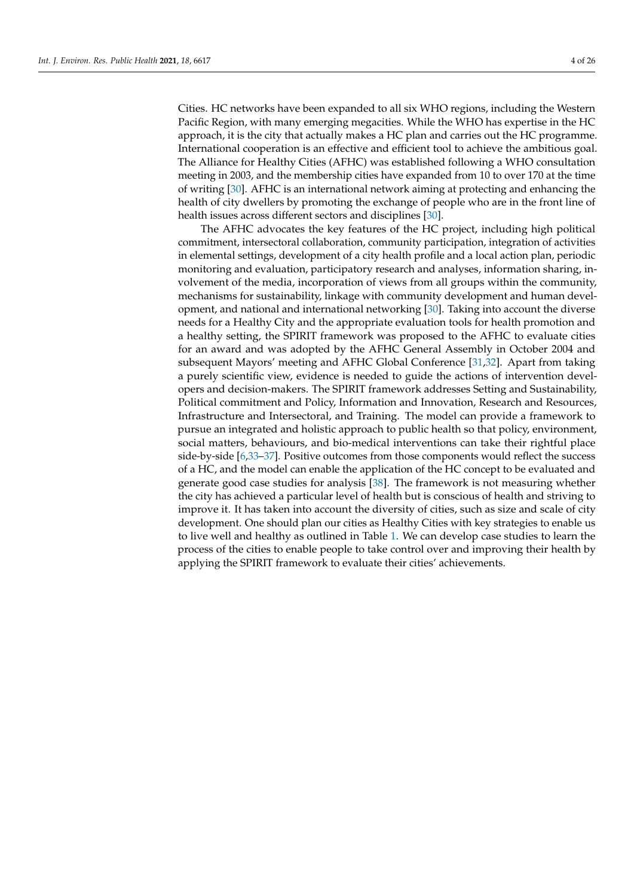Cities. HC networks have been expanded to all six WHO regions, including the Western Pacific Region, with many emerging megacities. While the WHO has expertise in the HC approach, it is the city that actually makes a HC plan and carries out the HC programme. International cooperation is an effective and efficient tool to achieve the ambitious goal. The Alliance for Healthy Cities (AFHC) was established following a WHO consultation meeting in 2003, and the membership cities have expanded from 10 to over 170 at the time of writing [30]. AFHC is an international network aiming at protecting and enhancing the health of city dwellers by promoting the exchange of people who are in the front line of health issues across different sectors and disciplines [30].

The AFHC advocates the key features of the HC project, including high political commitment, intersectoral collaboration, community participation, integration of activities in elemental settings, development of a city health profile and a local action plan, periodic monitoring and evaluation, participatory research and analyses, information sharing, involvement of the media, incorporation of views from all groups within the community, mechanisms for sustainability, linkage with community development and human development, and national and international networking [30]. Taking into account the diverse needs for a Healthy City and the appropriate evaluation tools for health promotion and a healthy setting, the SPIRIT framework was proposed to the AFHC to evaluate cities for an award and was adopted by the AFHC General Assembly in October 2004 and subsequent Mayors' meeting and AFHC Global Conference [31,32]. Apart from taking a purely scientific view, evidence is needed to guide the actions of intervention developers and decision-makers. The SPIRIT framework addresses Setting and Sustainability, Political commitment and Policy, Information and Innovation, Research and Resources, Infrastructure and Intersectoral, and Training. The model can provide a framework to pursue an integrated and holistic approach to public health so that policy, environment, social matters, behaviours, and bio-medical interventions can take their rightful place side-by-side [6,33–37]. Positive outcomes from those components would reflect the success of a HC, and the model can enable the application of the HC concept to be evaluated and generate good case studies for analysis [38]. The framework is not measuring whether the city has achieved a particular level of health but is conscious of health and striving to improve it. It has taken into account the diversity of cities, such as size and scale of city development. One should plan our cities as Healthy Cities with key strategies to enable us to live well and healthy as outlined in Table 1. We can develop case studies to learn the process of the cities to enable people to take control over and improving their health by applying the SPIRIT framework to evaluate their cities' achievements.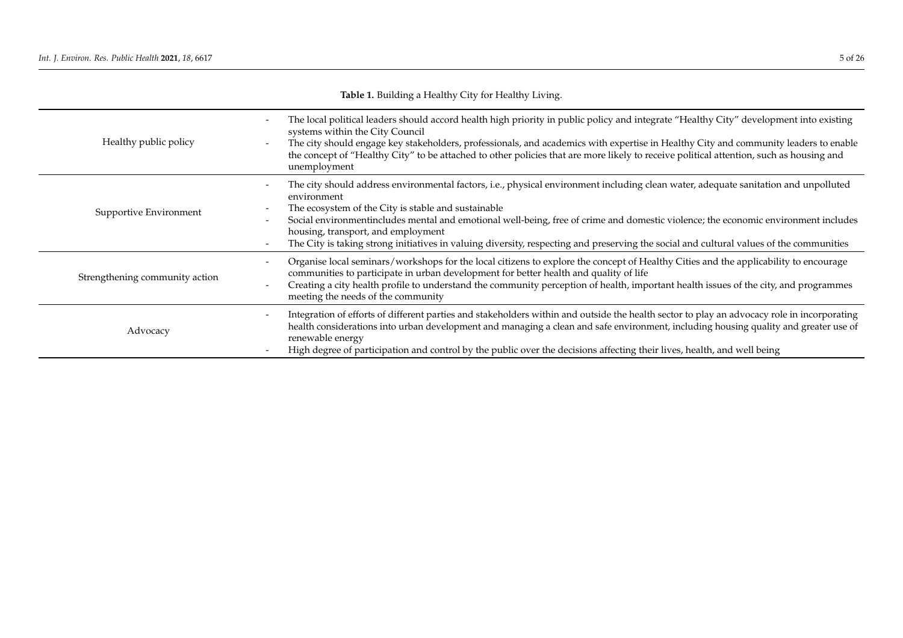**Table 1.** Building a Healthy City for Healthy Living.

| | |
|---|---|
| Healthy public policy | - The local political leaders should accord health high priority in public policy and integrate "Healthy City" development into existing systems within the City Council<br>- The city should engage key stakeholders, professionals, and academics with expertise in Healthy City and community leaders to enable the concept of "Healthy City" to be attached to other policies that are more likely to receive political attention, such as housing and unemployment |
| Supportive Environment | - The city should address environmental factors, i.e., physical environment including clean water, adequate sanitation and unpolluted environment<br>- The ecosystem of the City is stable and sustainable<br>- Social environmentincludes mental and emotional well-being, free of crime and domestic violence; the economic environment includes housing, transport, and employment<br>- The City is taking strong initiatives in valuing diversity, respecting and preserving the social and cultural values of the communities |
| Strengthening community action | - Organise local seminars/workshops for the local citizens to explore the concept of Healthy Cities and the applicability to encourage communities to participate in urban development for better health and quality of life<br>- Creating a city health profile to understand the community perception of health, important health issues of the city, and programmes meeting the needs of the community |
| Advocacy | - Integration of efforts of different parties and stakeholders within and outside the health sector to play an advocacy role in incorporating health considerations into urban development and managing a clean and safe environment, including housing quality and greater use of renewable energy<br>- High degree of participation and control by the public over the decisions affecting their lives, health, and well being |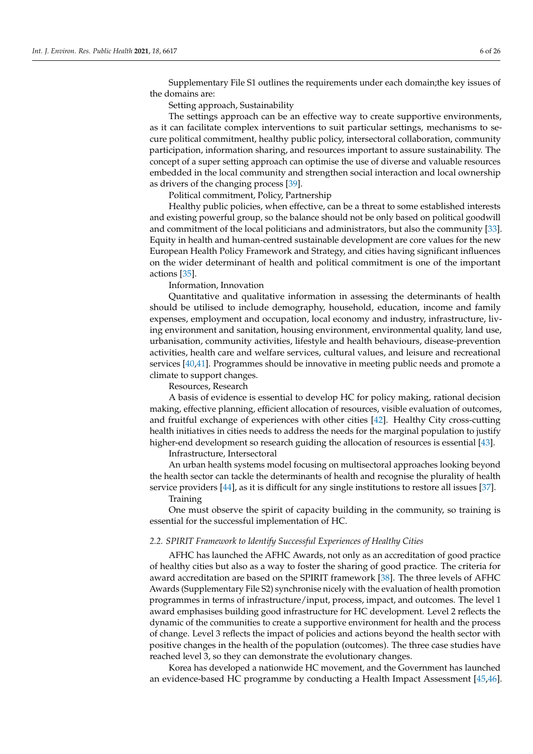Supplementary File S1 outlines the requirements under each domain;the key issues of the domains are:

Setting approach, Sustainability

The settings approach can be an effective way to create supportive environments, as it can facilitate complex interventions to suit particular settings, mechanisms to secure political commitment, healthy public policy, intersectoral collaboration, community participation, information sharing, and resources important to assure sustainability. The concept of a super setting approach can optimise the use of diverse and valuable resources embedded in the local community and strengthen social interaction and local ownership as drivers of the changing process [39].

Political commitment, Policy, Partnership

Healthy public policies, when effective, can be a threat to some established interests and existing powerful group, so the balance should not be only based on political goodwill and commitment of the local politicians and administrators, but also the community [33]. Equity in health and human-centred sustainable development are core values for the new European Health Policy Framework and Strategy, and cities having significant influences on the wider determinant of health and political commitment is one of the important actions [35].

Information, Innovation

Quantitative and qualitative information in assessing the determinants of health should be utilised to include demography, household, education, income and family expenses, employment and occupation, local economy and industry, infrastructure, living environment and sanitation, housing environment, environmental quality, land use, urbanisation, community activities, lifestyle and health behaviours, disease-prevention activities, health care and welfare services, cultural values, and leisure and recreational services [40,41]. Programmes should be innovative in meeting public needs and promote a climate to support changes.

Resources, Research

A basis of evidence is essential to develop HC for policy making, rational decision making, effective planning, efficient allocation of resources, visible evaluation of outcomes, and fruitful exchange of experiences with other cities [42]. Healthy City cross-cutting health initiatives in cities needs to address the needs for the marginal population to justify higher-end development so research guiding the allocation of resources is essential [43].

Infrastructure, Intersectoral

An urban health systems model focusing on multisectoral approaches looking beyond the health sector can tackle the determinants of health and recognise the plurality of health service providers [44], as it is difficult for any single institutions to restore all issues [37].

Training

One must observe the spirit of capacity building in the community, so training is essential for the successful implementation of HC.

### 2.2. SPIRIT Framework to Identify Successful Experiences of Healthy Cities

AFHC has launched the AFHC Awards, not only as an accreditation of good practice of healthy cities but also as a way to foster the sharing of good practice. The criteria for award accreditation are based on the SPIRIT framework [38]. The three levels of AFHC Awards (Supplementary File S2) synchronise nicely with the evaluation of health promotion programmes in terms of infrastructure/input, process, impact, and outcomes. The level 1 award emphasises building good infrastructure for HC development. Level 2 reflects the dynamic of the communities to create a supportive environment for health and the process of change. Level 3 reflects the impact of policies and actions beyond the health sector with positive changes in the health of the population (outcomes). The three case studies have reached level 3, so they can demonstrate the evolutionary changes.

Korea has developed a nationwide HC movement, and the Government has launched an evidence-based HC programme by conducting a Health Impact Assessment [45,46].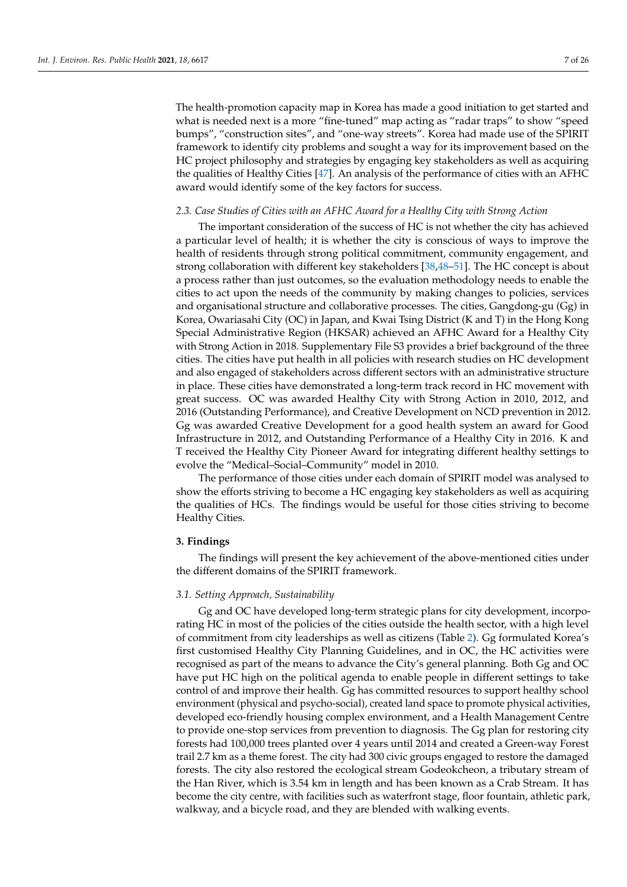The health-promotion capacity map in Korea has made a good initiation to get started and what is needed next is a more "fine-tuned" map acting as "radar traps" to show "speed bumps", "construction sites", and "one-way streets". Korea had made use of the SPIRIT framework to identify city problems and sought a way for its improvement based on the HC project philosophy and strategies by engaging key stakeholders as well as acquiring the qualities of Healthy Cities [47]. An analysis of the performance of cities with an AFHC award would identify some of the key factors for success.

### 2.3. Case Studies of Cities with an AFHC Award for a Healthy City with Strong Action

The important consideration of the success of HC is not whether the city has achieved a particular level of health; it is whether the city is conscious of ways to improve the health of residents through strong political commitment, community engagement, and strong collaboration with different key stakeholders [38,48–51]. The HC concept is about a process rather than just outcomes, so the evaluation methodology needs to enable the cities to act upon the needs of the community by making changes to policies, services and organisational structure and collaborative processes. The cities, Gangdong-gu (Gg) in Korea, Owariasahi City (OC) in Japan, and Kwai Tsing District (K and T) in the Hong Kong Special Administrative Region (HKSAR) achieved an AFHC Award for a Healthy City with Strong Action in 2018. Supplementary File S3 provides a brief background of the three cities. The cities have put health in all policies with research studies on HC development and also engaged of stakeholders across different sectors with an administrative structure in place. These cities have demonstrated a long-term track record in HC movement with great success. OC was awarded Healthy City with Strong Action in 2010, 2012, and 2016 (Outstanding Performance), and Creative Development on NCD prevention in 2012. Gg was awarded Creative Development for a good health system an award for Good Infrastructure in 2012, and Outstanding Performance of a Healthy City in 2016. K and T received the Healthy City Pioneer Award for integrating different healthy settings to evolve the "Medical–Social–Community" model in 2010.

The performance of those cities under each domain of SPIRIT model was analysed to show the efforts striving to become a HC engaging key stakeholders as well as acquiring the qualities of HCs. The findings would be useful for those cities striving to become Healthy Cities.

## 3. Findings

The findings will present the key achievement of the above-mentioned cities under the different domains of the SPIRIT framework.

### 3.1. Setting Approach, Sustainability

Gg and OC have developed long-term strategic plans for city development, incorporating HC in most of the policies of the cities outside the health sector, with a high level of commitment from city leaderships as well as citizens (Table 2). Gg formulated Korea's first customised Healthy City Planning Guidelines, and in OC, the HC activities were recognised as part of the means to advance the City's general planning. Both Gg and OC have put HC high on the political agenda to enable people in different settings to take control of and improve their health. Gg has committed resources to support healthy school environment (physical and psycho-social), created land space to promote physical activities, developed eco-friendly housing complex environment, and a Health Management Centre to provide one-stop services from prevention to diagnosis. The Gg plan for restoring city forests had 100,000 trees planted over 4 years until 2014 and created a Green-way Forest trail 2.7 km as a theme forest. The city had 300 civic groups engaged to restore the damaged forests. The city also restored the ecological stream Godeokcheon, a tributary stream of the Han River, which is 3.54 km in length and has been known as a Crab Stream. It has become the city centre, with facilities such as waterfront stage, floor fountain, athletic park, walkway, and a bicycle road, and they are blended with walking events.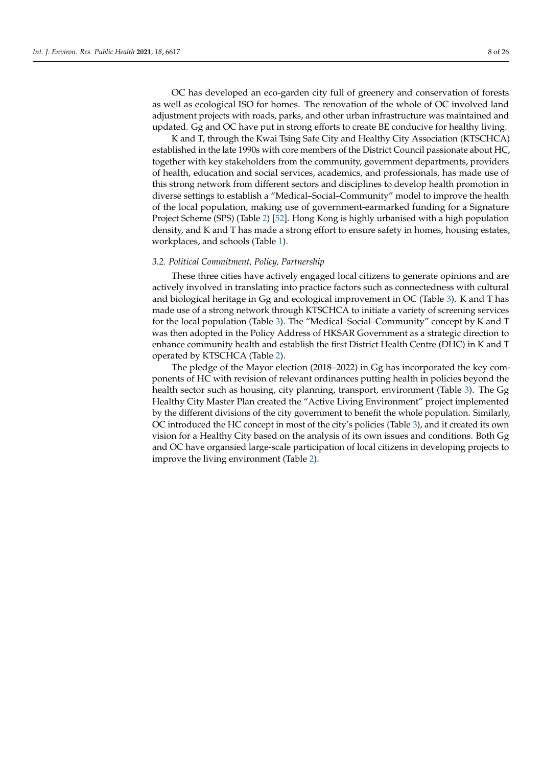OC has developed an eco-garden city full of greenery and conservation of forests as well as ecological ISO for homes. The renovation of the whole of OC involved land adjustment projects with roads, parks, and other urban infrastructure was maintained and updated. Gg and OC have put in strong efforts to create BE conducive for healthy living.

K and T, through the Kwai Tsing Safe City and Healthy City Association (KTSCHCA) established in the late 1990s with core members of the District Council passionate about HC, together with key stakeholders from the community, government departments, providers of health, education and social services, academics, and professionals, has made use of this strong network from different sectors and disciplines to develop health promotion in diverse settings to establish a "Medical–Social–Community" model to improve the health of the local population, making use of government-earmarked funding for a Signature Project Scheme (SPS) (Table 2) [52]. Hong Kong is highly urbanised with a high population density, and K and T has made a strong effort to ensure safety in homes, housing estates, workplaces, and schools (Table 1).

### 3.2. Political Commitment, Policy, Partnership

These three cities have actively engaged local citizens to generate opinions and are actively involved in translating into practice factors such as connectedness with cultural and biological heritage in Gg and ecological improvement in OC (Table 3). K and T has made use of a strong network through KTSCHCA to initiate a variety of screening services for the local population (Table 3). The "Medical–Social–Community" concept by K and T was then adopted in the Policy Address of HKSAR Government as a strategic direction to enhance community health and establish the first District Health Centre (DHC) in K and T operated by KTSCHCA (Table 2).

The pledge of the Mayor election (2018–2022) in Gg has incorporated the key components of HC with revision of relevant ordinances putting health in policies beyond the health sector such as housing, city planning, transport, environment (Table 3). The Gg Healthy City Master Plan created the "Active Living Environment" project implemented by the different divisions of the city government to benefit the whole population. Similarly, OC introduced the HC concept in most of the city's policies (Table 3), and it created its own vision for a Healthy City based on the analysis of its own issues and conditions. Both Gg and OC have organsied large-scale participation of local citizens in developing projects to improve the living environment (Table 2).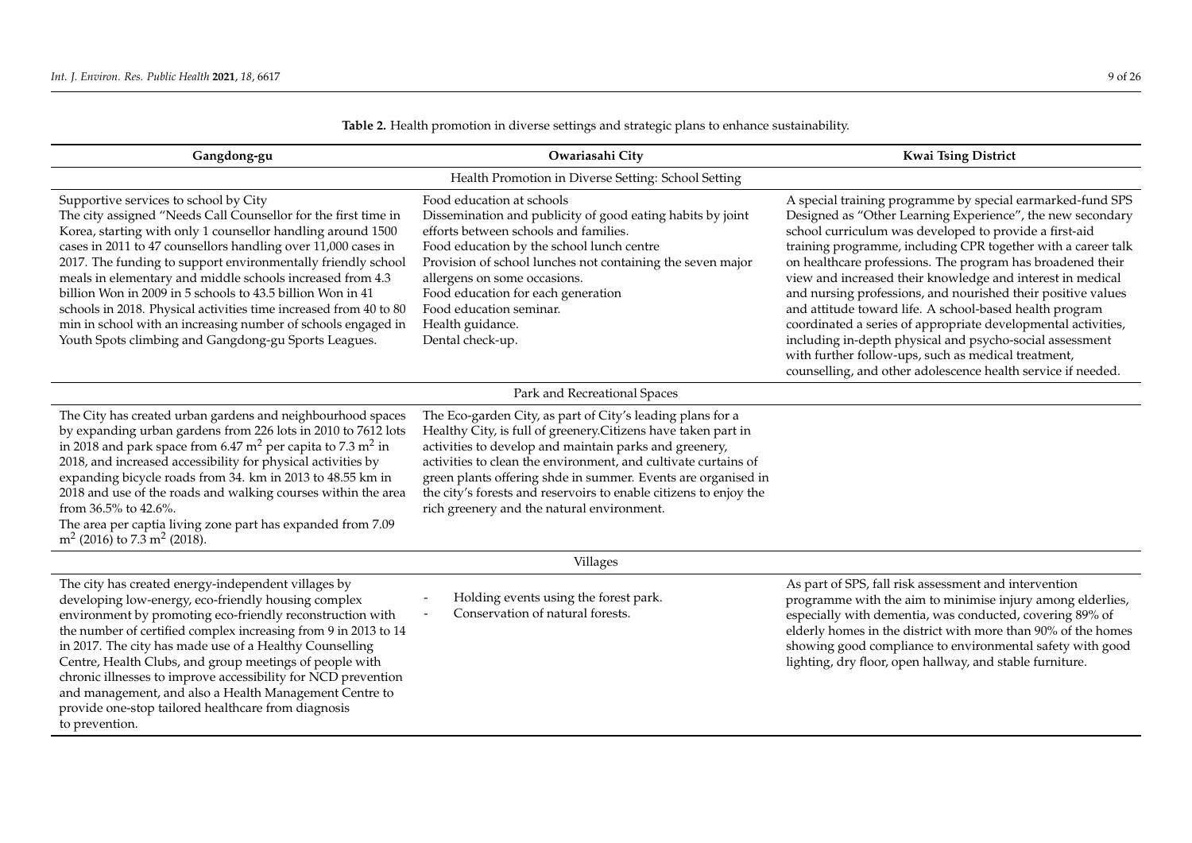**Table 2.** Health promotion in diverse settings and strategic plans to enhance sustainability.

| Gangdong-gu | Owariasahi City | Kwai Tsing District |
|---|---|---|
| | Health Promotion in Diverse Setting: School Setting | |
| Supportive services to school by City<br>The city assigned "Needs Call Counsellor for the first time in Korea, starting with only 1 counsellor handling around 1500 cases in 2011 to 47 counsellors handling over 11,000 cases in 2017. The funding to support environmentally friendly school meals in elementary and middle schools increased from 4.3 billion Won in 2009 in 5 schools to 43.5 billion Won in 41 schools in 2018. Physical activities time increased from 40 to 80 min in school with an increasing number of schools engaged in Youth Spots climbing and Gangdong-gu Sports Leagues. | Food education at schools<br>Dissemination and publicity of good eating habits by joint efforts between schools and families.<br>Food education by the school lunch centre<br>Provision of school lunches not containing the seven major allergens on some occasions.<br>Food education for each generation<br>Food education seminar.<br>Health guidance.<br>Dental check-up. | A special training programme by special earmarked-fund SPS<br>Designed as "Other Learning Experience", the new secondary school curriculum was developed to provide a first-aid training programme, including CPR together with a career talk on healthcare professions. The program has broadened their view and increased their knowledge and interest in medical and nursing professions, and nourished their positive values and attitude toward life. A school-based health program coordinated a series of appropriate developmental activities, including in-depth physical and psycho-social assessment with further follow-ups, such as medical treatment, counselling, and other adolescence health service if needed. |
| | Park and Recreational Spaces | |
| The City has created urban gardens and neighbourhood spaces by expanding urban gardens from 226 lots in 2010 to 7612 lots in 2018 and park space from 6.47 $m^2$ per capita to 7.3 $m^2$ in 2018, and increased accessibility for physical activities by expanding bicycle roads from 34. km in 2013 to 48.55 km in 2018 and use of the roads and walking courses within the area from 36.5% to 42.6%.<br>The area per captia living zone part has expanded from 7.09 $m^2$ (2016) to 7.3 $m^2$ (2018). | The Eco-garden City, as part of City's leading plans for a Healthy City, is full of greenery.Citizens have taken part in activities to develop and maintain parks and greenery, activities to clean the environment, and cultivate curtains of green plants offering shde in summer. Events are organised in the city's forests and reservoirs to enable citizens to enjoy the rich greenery and the natural environment. | |
| | Villages | |
| The city has created energy-independent villages by developing low-energy, eco-friendly housing complex environment by promoting eco-friendly reconstruction with the number of certified complex increasing from 9 in 2013 to 14 in 2017. The city has made use of a Healthy Counselling Centre, Health Clubs, and group meetings of people with chronic illnesses to improve accessibility for NCD prevention and management, and also a Health Management Centre to provide one-stop tailored healthcare from diagnosis to prevention. | - Holding events using the forest park.<br>- Conservation of natural forests. | As part of SPS, fall risk assessment and intervention programme with the aim to minimise injury among elderlies, especially with dementia, was conducted, covering 89% of elderly homes in the district with more than 90% of the homes showing good compliance to environmental safety with good lighting, dry floor, open hallway, and stable furniture. |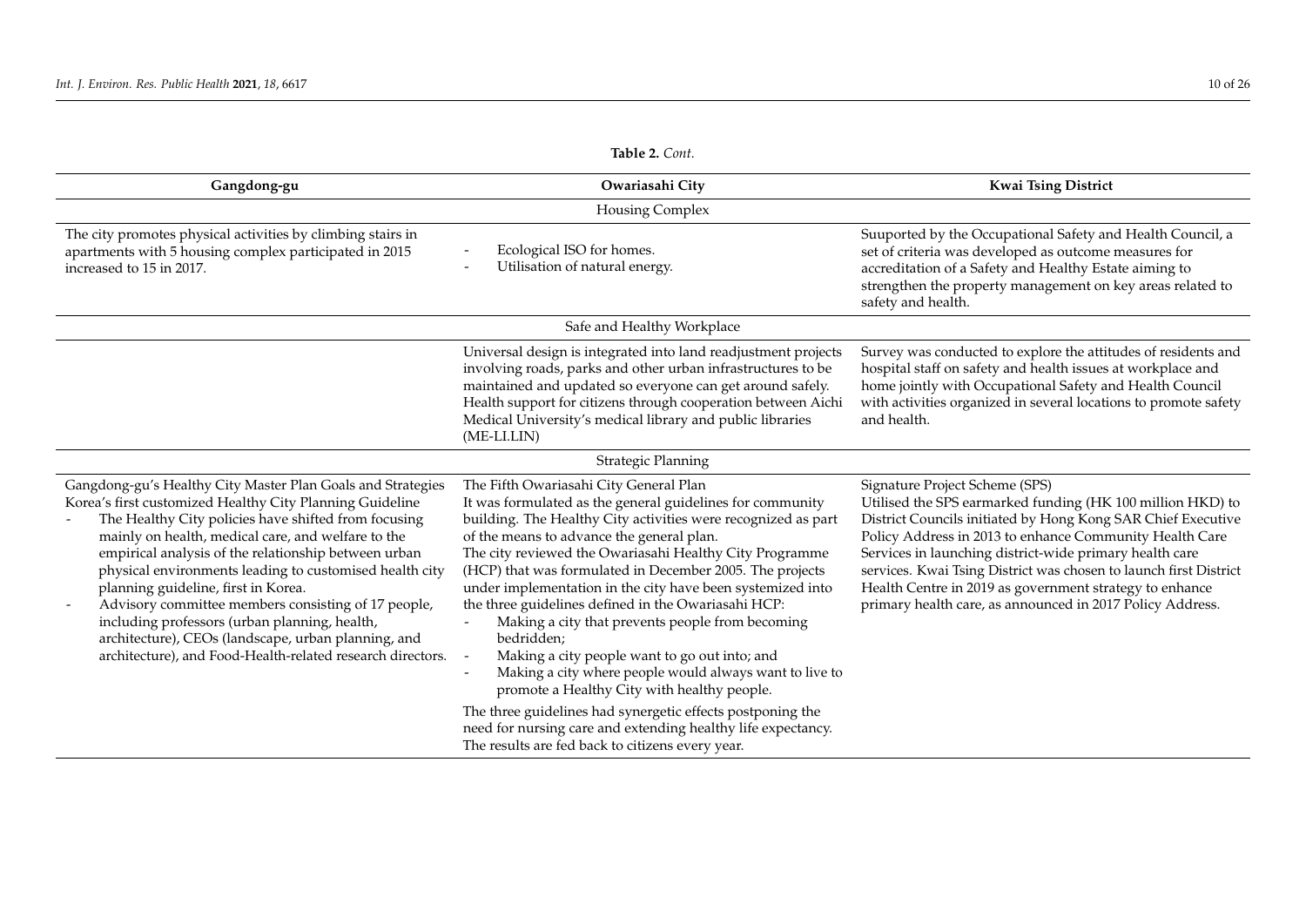**Table 2.** *Cont.*

| Gangdong-gu | Owariasahi City | Kwai Tsing District |
|---|---|---|
| | Housing Complex | |
| The city promotes physical activities by climbing stairs in apartments with 5 housing complex participated in 2015 increased to 15 in 2017. | - Ecological ISO for homes.<br>- Utilisation of natural energy. | Suuported by the Occupational Safety and Health Council, a set of criteria was developed as outcome measures for accreditation of a Safety and Healthy Estate aiming to strengthen the property management on key areas related to safety and health. |
| | Safe and Healthy Workplace | |
| | Universal design is integrated into land readjustment projects involving roads, parks and other urban infrastructures to be maintained and updated so everyone can get around safely. Health support for citizens through cooperation between Aichi Medical University's medical library and public libraries (ME-LI.LIN) | Survey was conducted to explore the attitudes of residents and hospital staff on safety and health issues at workplace and home jointly with Occupational Safety and Health Council with activities organized in several locations to promote safety and health. |
| | Strategic Planning | |
| Gangdong-gu's Healthy City Master Plan Goals and Strategies<br>Korea's first customized Healthy City Planning Guideline<br>- The Healthy City policies have shifted from focusing mainly on health, medical care, and welfare to the empirical analysis of the relationship between urban physical environments leading to customised health city planning guideline, first in Korea.<br>- Advisory committee members consisting of 17 people, including professors (urban planning, health, architecture), CEOs (landscape, urban planning, and architecture), and Food-Health-related research directors. | The Fifth Owariasahi City General Plan<br>It was formulated as the general guidelines for community building. The Healthy City activities were recognized as part of the means to advance the general plan.<br>The city reviewed the Owariasahi Healthy City Programme (HCP) that was formulated in December 2005. The projects under implementation in the city have been systemized into the three guidelines defined in the Owariasahi HCP:<br>- Making a city that prevents people from becoming bedridden;<br>- Making a city people want to go out into; and<br>- Making a city where people would always want to live to promote a Healthy City with healthy people.<br>The three guidelines had synergetic effects postponing the need for nursing care and extending healthy life expectancy. The results are fed back to citizens every year. | Signature Project Scheme (SPS)<br>Utilised the SPS earmarked funding (HK 100 million HKD) to District Councils initiated by Hong Kong SAR Chief Executive Policy Address in 2013 to enhance Community Health Care Services in launching district-wide primary health care services. Kwai Tsing District was chosen to launch first District Health Centre in 2019 as government strategy to enhance primary health care, as announced in 2017 Policy Address. |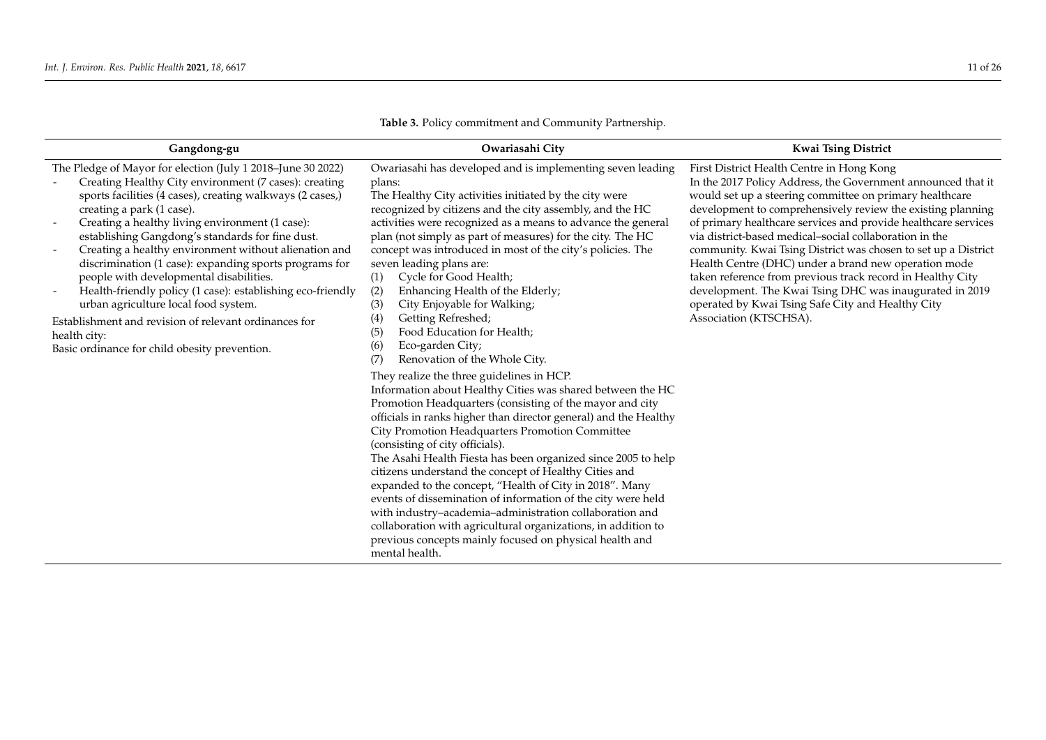**Table 3.** Policy commitment and Community Partnership.

| Gangdong-gu | Owariasahi City | Kwai Tsing District |
| --- | --- | --- |
| The Pledge of Mayor for election (July 1 2018–June 30 2022)<br>- Creating Healthy City environment (7 cases): creating sports facilities (4 cases), creating walkways (2 cases,) creating a park (1 case).<br>- Creating a healthy living environment (1 case): establishing Gangdong's standards for fine dust.<br>- Creating a healthy environment without alienation and discrimination (1 case): expanding sports programs for people with developmental disabilities.<br>- Health-friendly policy (1 case): establishing eco-friendly urban agriculture local food system.<br>Establishment and revision of relevant ordinances for health city:<br>Basic ordinance for child obesity prevention. | Owariasahi has developed and is implementing seven leading plans:<br>The Healthy City activities initiated by the city were recognized by citizens and the city assembly, and the HC activities were recognized as a means to advance the general plan (not simply as part of measures) for the city. The HC concept was introduced in most of the city's policies. The seven leading plans are:<br>(1) Cycle for Good Health;<br>(2) Enhancing Health of the Elderly;<br>(3) City Enjoyable for Walking;<br>(4) Getting Refreshed;<br>(5) Food Education for Health;<br>(6) Eco-garden City;<br>(7) Renovation of the Whole City.<br>They realize the three guidelines in HCP.<br>Information about Healthy Cities was shared between the HC Promotion Headquarters (consisting of the mayor and city officials in ranks higher than director general) and the Healthy City Promotion Headquarters Promotion Committee (consisting of city officials).<br>The Asahi Health Fiesta has been organized since 2005 to help citizens understand the concept of Healthy Cities and expanded to the concept, "Health of City in 2018". Many events of dissemination of information of the city were held with industry–academia–administration collaboration and collaboration with agricultural organizations, in addition to previous concepts mainly focused on physical health and mental health. | First District Health Centre in Hong Kong<br>In the 2017 Policy Address, the Government announced that it would set up a steering committee on primary healthcare development to comprehensively review the existing planning of primary healthcare services and provide healthcare services via district-based medical–social collaboration in the community. Kwai Tsing District was chosen to set up a District Health Centre (DHC) under a brand new operation mode taken reference from previous track record in Healthy City development. The Kwai Tsing DHC was inaugurated in 2019 operated by Kwai Tsing Safe City and Healthy City Association (KTSCHSA). |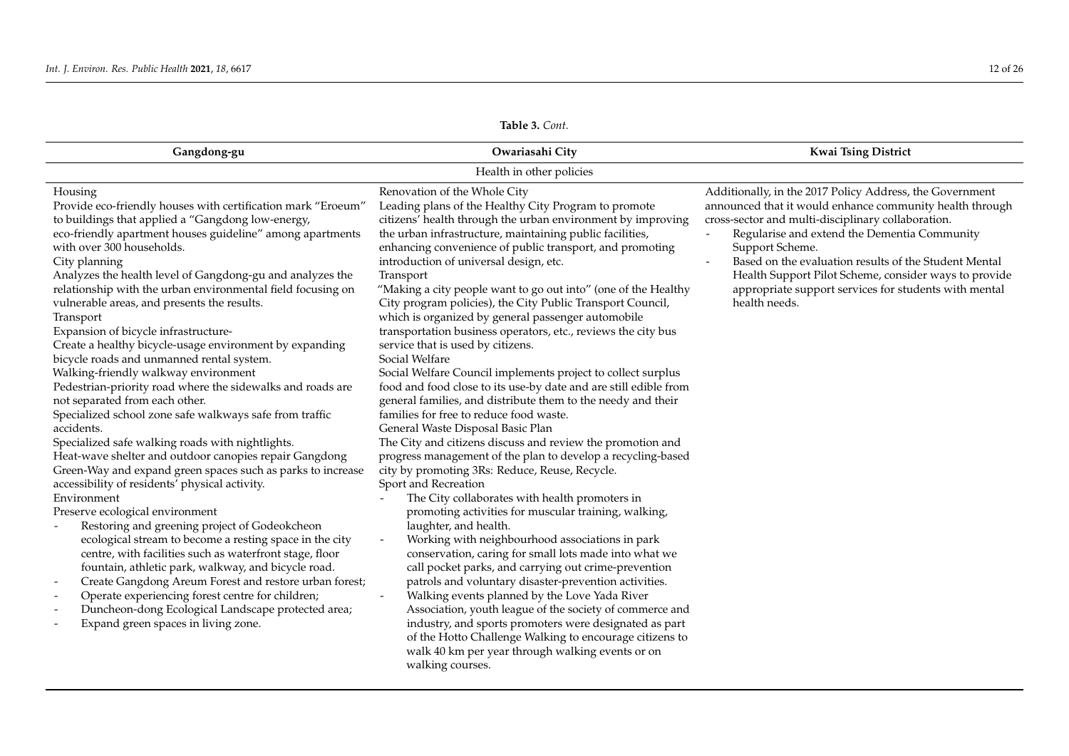**Table 3.** *Cont.*

| Gangdong-gu | Owariasahi City | Kwai Tsing District |
|---|---|---|
| Health in other policies | | |
| Housing<br>Provide eco-friendly houses with certification mark "Eroeum" to buildings that applied a "Gangdong low-energy, eco-friendly apartment houses guideline" among apartments with over 300 households.<br>City planning<br>Analyzes the health level of Gangdong-gu and analyzes the relationship with the urban environmental field focusing on vulnerable areas, and presents the results.<br>Transport<br>Expansion of bicycle infrastructure-<br>Create a healthy bicycle-usage environment by expanding bicycle roads and unmanned rental system.<br>Walking-friendly walkway environment<br>Pedestrian-priority road where the sidewalks and roads are not separated from each other.<br>Specialized school zone safe walkways safe from traffic accidents.<br>Specialized safe walking roads with nightlights.<br>Heat-wave shelter and outdoor canopies repair Gangdong Green-Way and expand green spaces such as parks to increase accessibility of residents' physical activity.<br>Environment<br>Preserve ecological environment<br>- Restoring and greening project of Godeokcheon ecological stream to become a resting space in the city centre, with facilities such as waterfront stage, floor fountain, athletic park, walkway, and bicycle road.<br>- Create Gangdong Areum Forest and restore urban forest;<br>- Operate experiencing forest centre for children;<br>- Duncheon-dong Ecological Landscape protected area;<br>- Expand green spaces in living zone. | Renovation of the Whole City<br>Leading plans of the Healthy City Program to promote citizens' health through the urban environment by improving the urban infrastructure, maintaining public facilities, enhancing convenience of public transport, and promoting introduction of universal design, etc.<br>Transport<br>"Making a city people want to go out into" (one of the Healthy City program policies), the City Public Transport Council, which is organized by general passenger automobile transportation business operators, etc., reviews the city bus service that is used by citizens.<br>Social Welfare<br>Social Welfare Council implements project to collect surplus food and food close to its use-by date and are still edible from general families, and distribute them to the needy and their families for free to reduce food waste.<br>General Waste Disposal Basic Plan<br>The City and citizens discuss and review the promotion and progress management of the plan to develop a recycling-based city by promoting 3Rs: Reduce, Reuse, Recycle.<br>Sport and Recreation<br>- The City collaborates with health promoters in promoting activities for muscular training, walking, laughter, and health.<br>- Working with neighbourhood associations in park conservation, caring for small lots made into what we call pocket parks, and carrying out crime-prevention patrols and voluntary disaster-prevention activities.<br>- Walking events planned by the Love Yada River Association, youth league of the society of commerce and industry, and sports promoters were designated as part of the Hotto Challenge Walking to encourage citizens to walk 40 km per year through walking events or on walking courses. | Additionally, in the 2017 Policy Address, the Government announced that it would enhance community health through cross-sector and multi-disciplinary collaboration.<br>- Regularise and extend the Dementia Community Support Scheme.<br>- Based on the evaluation results of the Student Mental Health Support Pilot Scheme, consider ways to provide appropriate support services for students with mental health needs. |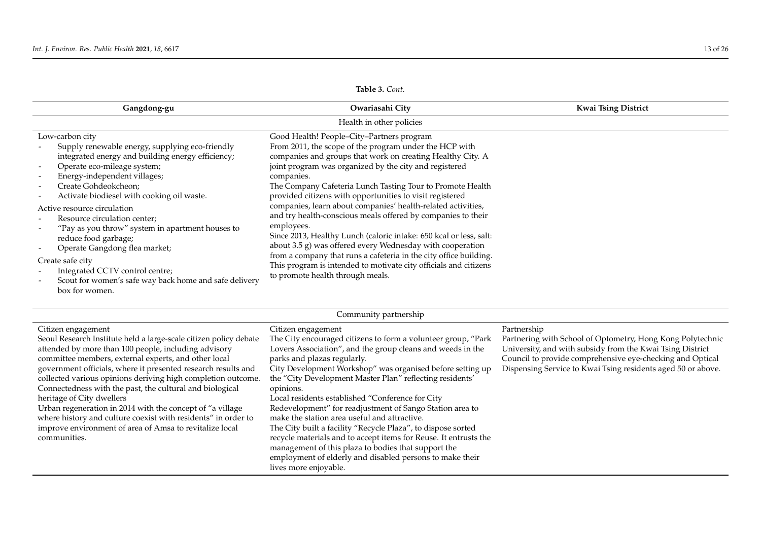**Table 3.** *Cont.*

| Gangdong-gu | Owariasahi City | Kwai Tsing District |
|---|---|---|
| **Health in other policies** | | |
| Low-carbon city<br>- Supply renewable energy, supplying eco-friendly integrated energy and building energy efficiency;<br>- Operate eco-mileage system;<br>- Energy-independent villages;<br>- Create Gohdeokcheon;<br>- Activate biodiesel with cooking oil waste.<br>Active resource circulation<br>- Resource circulation center;<br>- "Pay as you throw" system in apartment houses to reduce food garbage;<br>- Operate Gangdong flea market;<br>Create safe city<br>- Integrated CCTV control centre;<br>- Scout for women's safe way back home and safe delivery box for women. | Good Health! People–City–Partners program<br>From 2011, the scope of the program under the HCP with companies and groups that work on creating Healthy City. A joint program was organized by the city and registered companies.<br>The Company Cafeteria Lunch Tasting Tour to Promote Health provided citizens with opportunities to visit registered companies, learn about companies' health-related activities, and try health-conscious meals offered by companies to their employees.<br>Since 2013, Healthy Lunch (caloric intake: 650 kcal or less, salt: about 3.5 g) was offered every Wednesday with cooperation from a company that runs a cafeteria in the city office building. This program is intended to motivate city officials and citizens to promote health through meals. | |
| **Community partnership** | | |
| Citizen engagement<br>Seoul Research Institute held a large-scale citizen policy debate attended by more than 100 people, including advisory committee members, external experts, and other local government officials, where it presented research results and collected various opinions deriving high completion outcome.<br>Connectedness with the past, the cultural and biological heritage of City dwellers<br>Urban regeneration in 2014 with the concept of "a village where history and culture coexist with residents" in order to improve environment of area of Amsa to revitalize local communities. | Citizen engagement<br>The City encouraged citizens to form a volunteer group, "Park Lovers Association", and the group cleans and weeds in the parks and plazas regularly.<br>City Development Workshop" was organised before setting up the "City Development Master Plan" reflecting residents' opinions.<br>Local residents established "Conference for City Redevelopment" for readjustment of Sango Station area to make the station area useful and attractive.<br>The City built a facility "Recycle Plaza", to dispose sorted recycle materials and to accept items for Reuse. It entrusts the management of this plaza to bodies that support the employment of elderly and disabled persons to make their lives more enjoyable. | Partnership<br>Partnering with School of Optometry, Hong Kong Polytechnic University, and with subsidy from the Kwai Tsing District Council to provide comprehensive eye-checking and Optical Dispensing Service to Kwai Tsing residents aged 50 or above. |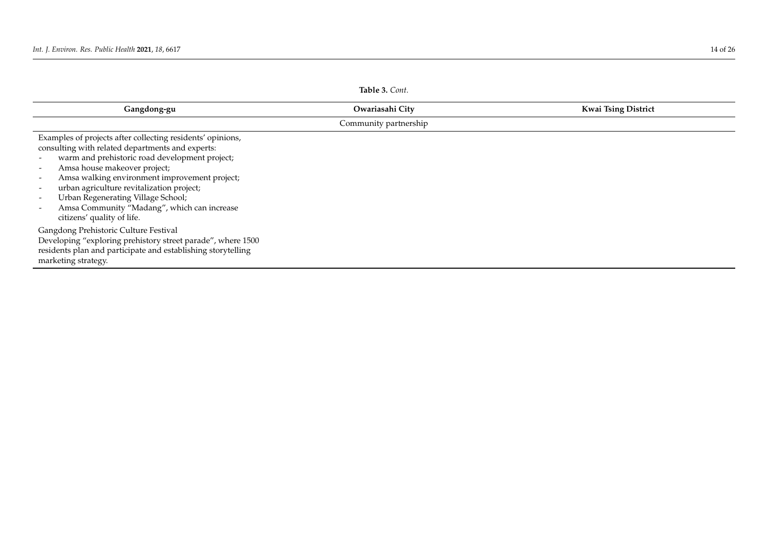**Table 3.** *Cont.*

| Gangdong-gu | Owariasahi City | Kwai Tsing District |
| --- | --- | --- |
| | Community partnership | |
| Examples of projects after collecting residents' opinions, consulting with related departments and experts:<br>- warm and prehistoric road development project;<br>- Amsa house makeover project;<br>- Amsa walking environment improvement project;<br>- urban agriculture revitalization project;<br>- Urban Regenerating Village School;<br>- Amsa Community "Madang", which can increase citizens' quality of life. | | |
| Gangdong Prehistoric Culture Festival<br>Developing "exploring prehistory street parade", where 1500 residents plan and participate and establishing storytelling marketing strategy. | | |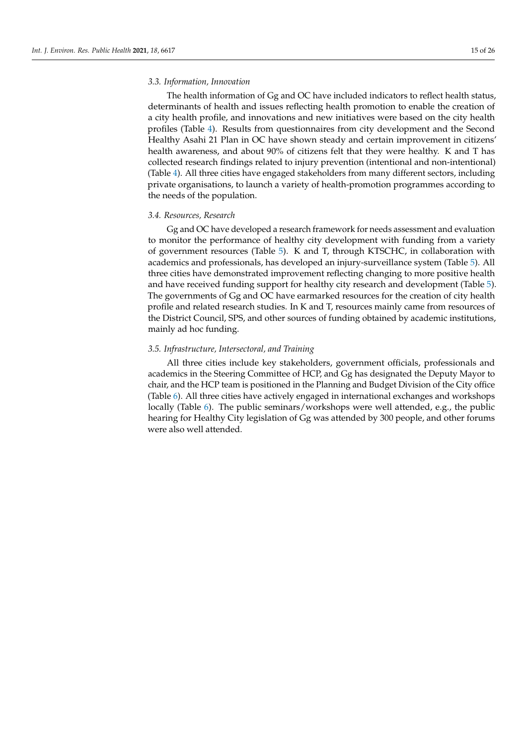### *3.3. Information, Innovation*

The health information of Gg and OC have included indicators to reflect health status, determinants of health and issues reflecting health promotion to enable the creation of a city health profile, and innovations and new initiatives were based on the city health profiles (Table 4). Results from questionnaires from city development and the Second Healthy Asahi 21 Plan in OC have shown steady and certain improvement in citizens' health awareness, and about 90% of citizens felt that they were healthy. K and T has collected research findings related to injury prevention (intentional and non-intentional) (Table 4). All three cities have engaged stakeholders from many different sectors, including private organisations, to launch a variety of health-promotion programmes according to the needs of the population.

### *3.4. Resources, Research*

Gg and OC have developed a research framework for needs assessment and evaluation to monitor the performance of healthy city development with funding from a variety of government resources (Table 5). K and T, through KTSCHC, in collaboration with academics and professionals, has developed an injury-surveillance system (Table 5). All three cities have demonstrated improvement reflecting changing to more positive health and have received funding support for healthy city research and development (Table 5). The governments of Gg and OC have earmarked resources for the creation of city health profile and related research studies. In K and T, resources mainly came from resources of the District Council, SPS, and other sources of funding obtained by academic institutions, mainly ad hoc funding.

### *3.5. Infrastructure, Intersectoral, and Training*

All three cities include key stakeholders, government officials, professionals and academics in the Steering Committee of HCP, and Gg has designated the Deputy Mayor to chair, and the HCP team is positioned in the Planning and Budget Division of the City office (Table 6). All three cities have actively engaged in international exchanges and workshops locally (Table 6). The public seminars/workshops were well attended, e.g., the public hearing for Healthy City legislation of Gg was attended by 300 people, and other forums were also well attended.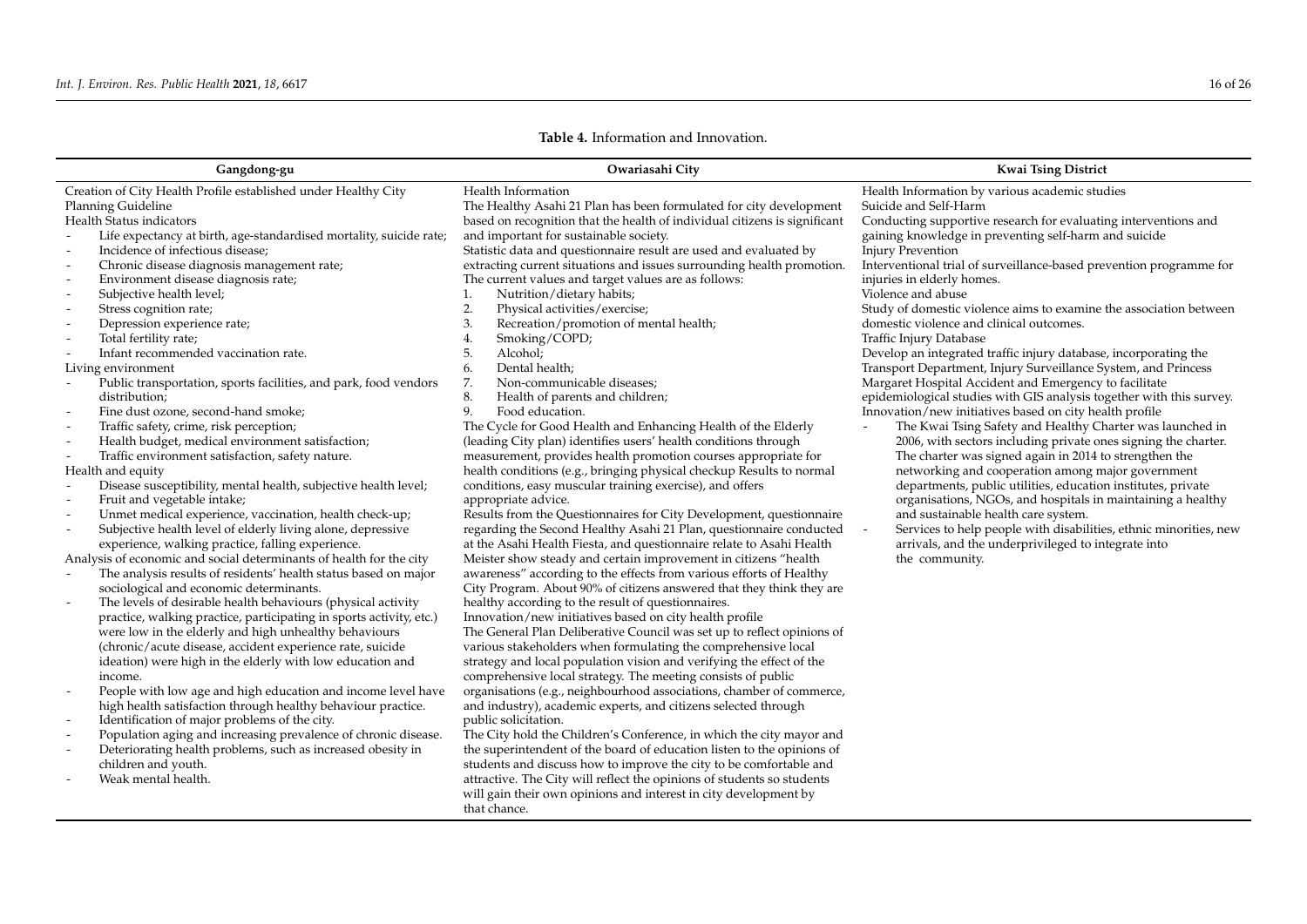**Table 4.** Information and Innovation.

| Gangdong-gu | Owariasahi City | Kwai Tsing District |
| --- | --- | --- |
| Creation of City Health Profile established under Healthy City Planning Guideline<br>Health Status indicators<br>- Life expectancy at birth, age-standardised mortality, suicide rate;<br>- Incidence of infectious disease;<br>- Chronic disease diagnosis management rate;<br>- Environment disease diagnosis rate;<br>- Subjective health level;<br>- Stress cognition rate;<br>- Depression experience rate;<br>- Total fertility rate;<br>- Infant recommended vaccination rate.<br>Living environment<br>- Public transportation, sports facilities, and park, food vendors distribution;<br>- Fine dust ozone, second-hand smoke;<br>- Traffic safety, crime, risk perception;<br>- Health budget, medical environment satisfaction;<br>- Traffic environment satisfaction, safety nature.<br>Health and equity<br>- Disease susceptibility, mental health, subjective health level;<br>- Fruit and vegetable intake;<br>- Unmet medical experience, vaccination, health check-up;<br>- Subjective health level of elderly living alone, depressive experience, walking practice, falling experience.<br>Analysis of economic and social determinants of health for the city<br>- The analysis results of residents' health status based on major sociological and economic determinants.<br>- The levels of desirable health behaviours (physical activity practice, walking practice, participating in sports activity, etc.) were low in the elderly and high unhealthy behaviours (chronic/acute disease, accident experience rate, suicide ideation) were high in the elderly with low education and income.<br>- People with low age and high education and income level have high health satisfaction through healthy behaviour practice.<br>- Identification of major problems of the city.<br>- Population aging and increasing prevalence of chronic disease.<br>- Deteriorating health problems, such as increased obesity in children and youth.<br>- Weak mental health. | Health Information<br>The Healthy Asahi 21 Plan has been formulated for city development based on recognition that the health of individual citizens is significant and important for sustainable society.<br>Statistic data and questionnaire result are used and evaluated by extracting current situations and issues surrounding health promotion. The current values and target values are as follows:<br>1. Nutrition/dietary habits;<br>2. Physical activities/exercise;<br>3. Recreation/promotion of mental health;<br>4. Smoking/COPD;<br>5. Alcohol;<br>6. Dental health;<br>7. Non-communicable diseases;<br>8. Health of parents and children;<br>9. Food education.<br>The Cycle for Good Health and Enhancing Health of the Elderly (leading City plan) identifies users' health conditions through measurement, provides health promotion courses appropriate for health conditions (e.g., bringing physical checkup Results to normal conditions, easy muscular training exercise), and offers appropriate advice.<br>Results from the Questionnaires for City Development, questionnaire regarding the Second Healthy Asahi 21 Plan, questionnaire conducted at the Asahi Health Fiesta, and questionnaire relate to Asahi Health Meister show steady and certain improvement in citizens "health awareness" according to the effects from various efforts of Healthy City Program. About 90% of citizens answered that they think they are healthy according to the result of questionnaires.<br>Innovation/new initiatives based on city health profile<br>The General Plan Deliberative Council was set up to reflect opinions of various stakeholders when formulating the comprehensive local strategy and local population vision and verifying the effect of the comprehensive local strategy. The meeting consists of public organisations (e.g., neighbourhood associations, chamber of commerce, and industry), academic experts, and citizens selected through public solicitation.<br>The City hold the Children's Conference, in which the city mayor and the superintendent of the board of education listen to the opinions of students and discuss how to improve the city to be comfortable and attractive. The City will reflect the opinions of students so students will gain their own opinions and interest in city development by that chance. | Health Information by various academic studies<br>Suicide and Self-Harm<br>Conducting supportive research for evaluating interventions and gaining knowledge in preventing self-harm and suicide<br>Injury Prevention<br>Interventional trial of surveillance-based prevention programme for injuries in elderly homes.<br>Violence and abuse<br>Study of domestic violence aims to examine the association between domestic violence and clinical outcomes.<br>Traffic Injury Database<br>Develop an integrated traffic injury database, incorporating the Transport Department, Injury Surveillance System, and Princess Margaret Hospital Accident and Emergency to facilitate epidemiological studies with GIS analysis together with this survey.<br>Innovation/new initiatives based on city health profile<br>- The Kwai Tsing Safety and Healthy Charter was launched in 2006, with sectors including private ones signing the charter. The charter was signed again in 2014 to strengthen the networking and cooperation among major government departments, public utilities, education institutes, private organisations, NGOs, and hospitals in maintaining a healthy and sustainable health care system.<br>- Services to help people with disabilities, ethnic minorities, new arrivals, and the underprivileged to integrate into the community. |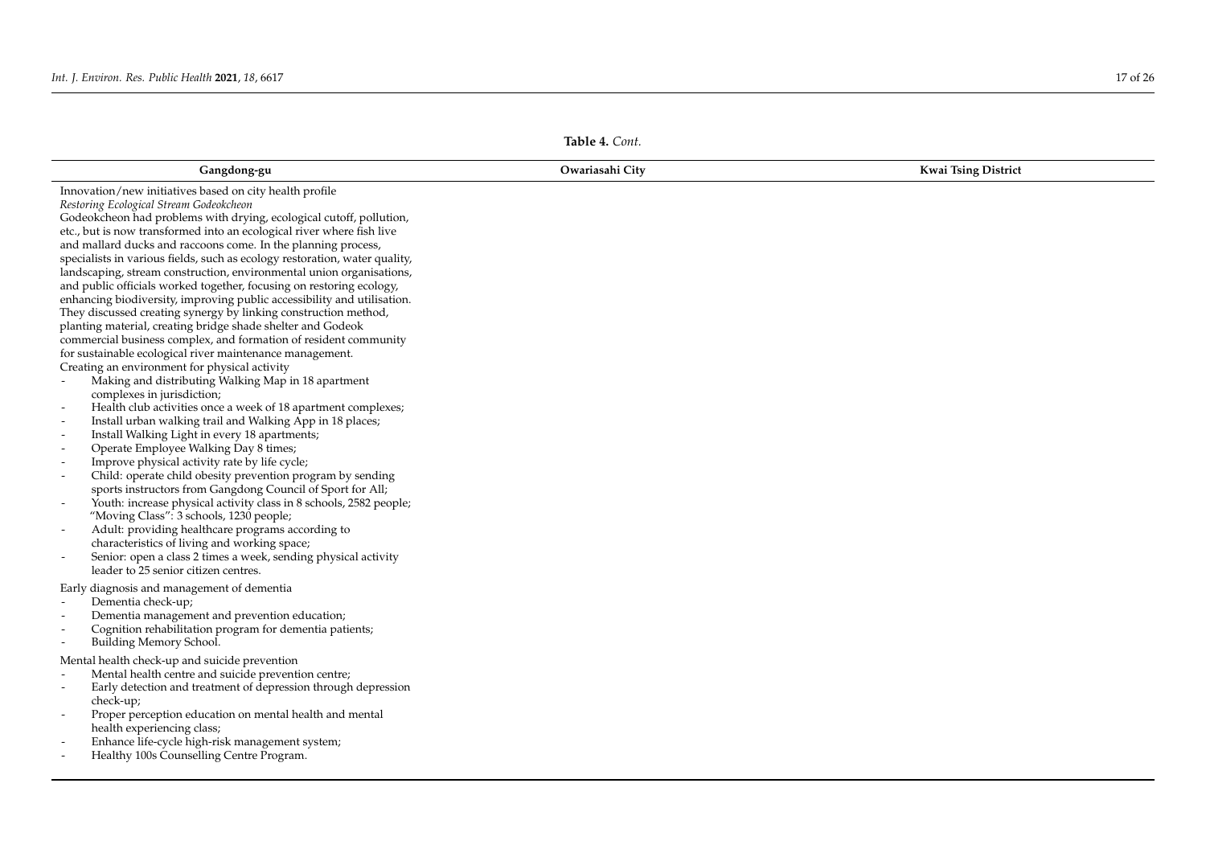**Table 4.** *Cont.*

| Gangdong-gu | Owariasahi City | Kwai Tsing District |
|---|---|---|
| Innovation/new initiatives based on city health profile<br>*Restoring Ecological Stream Godeokcheon*<br>Godeokcheon had problems with drying, ecological cutoff, pollution, etc., but is now transformed into an ecological river where fish live and mallard ducks and raccoons come. In the planning process, specialists in various fields, such as ecology restoration, water quality, landscaping, stream construction, environmental union organisations, and public officials worked together, focusing on restoring ecology, enhancing biodiversity, improving public accessibility and utilisation. They discussed creating synergy by linking construction method, planting material, creating bridge shade shelter and Godeok commercial business complex, and formation of resident community for sustainable ecological river maintenance management.<br>Creating an environment for physical activity<br>- Making and distributing Walking Map in 18 apartment complexes in jurisdiction;<br>- Health club activities once a week of 18 apartment complexes;<br>- Install urban walking trail and Walking App in 18 places;<br>- Install Walking Light in every 18 apartments;<br>- Operate Employee Walking Day 8 times;<br>- Improve physical activity rate by life cycle;<br>- Child: operate child obesity prevention program by sending sports instructors from Gangdong Council of Sport for All;<br>- Youth: increase physical activity class in 8 schools, 2582 people; "Moving Class": 3 schools, 1230 people;<br>- Adult: providing healthcare programs according to characteristics of living and working space;<br>- Senior: open a class 2 times a week, sending physical activity leader to 25 senior citizen centres.<br><br>Early diagnosis and management of dementia<br>- Dementia check-up;<br>- Dementia management and prevention education;<br>- Cognition rehabilitation program for dementia patients;<br>- Building Memory School.<br><br>Mental health check-up and suicide prevention<br>- Mental health centre and suicide prevention centre;<br>- Early detection and treatment of depression through depression check-up;<br>- Proper perception education on mental health and mental health experiencing class;<br>- Enhance life-cycle high-risk management system;<br>- Healthy 100s Counselling Centre Program. | | |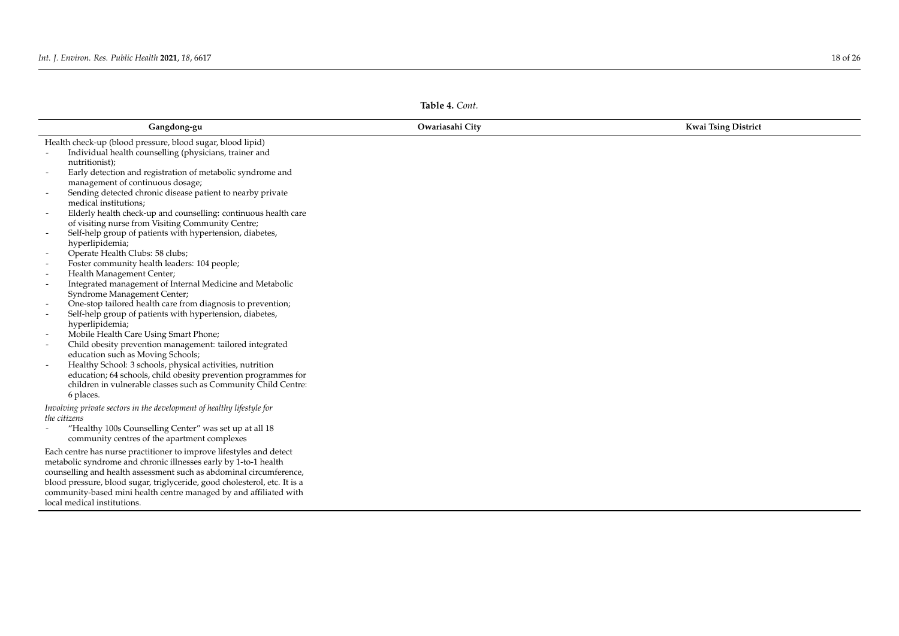**Table 4.** *Cont.*

| Gangdong-gu | Owariasahi City | Kwai Tsing District |
| --- | --- | --- |
| Health check-up (blood pressure, blood sugar, blood lipid)<br>- Individual health counselling (physicians, trainer and nutritionist);<br>- Early detection and registration of metabolic syndrome and management of continuous dosage;<br>- Sending detected chronic disease patient to nearby private medical institutions;<br>- Elderly health check-up and counselling: continuous health care of visiting nurse from Visiting Community Centre;<br>- Self-help group of patients with hypertension, diabetes, hyperlipidemia;<br>- Operate Health Clubs: 58 clubs;<br>- Foster community health leaders: 104 people;<br>- Health Management Center;<br>- Integrated management of Internal Medicine and Metabolic Syndrome Management Center;<br>- One-stop tailored health care from diagnosis to prevention;<br>- Self-help group of patients with hypertension, diabetes, hyperlipidemia;<br>- Mobile Health Care Using Smart Phone;<br>- Child obesity prevention management: tailored integrated education such as Moving Schools;<br>- Healthy School: 3 schools, physical activities, nutrition education; 64 schools, child obesity prevention programmes for children in vulnerable classes such as Community Child Centre: 6 places.<br><br>*Involving private sectors in the development of healthy lifestyle for the citizens*<br>- "Healthy 100s Counselling Center" was set up at all 18 community centres of the apartment complexes<br><br>Each centre has nurse practitioner to improve lifestyles and detect metabolic syndrome and chronic illnesses early by 1-to-1 health counselling and health assessment such as abdominal circumference, blood pressure, blood sugar, triglyceride, good cholesterol, etc. It is a community-based mini health centre managed by and affiliated with local medical institutions. | | |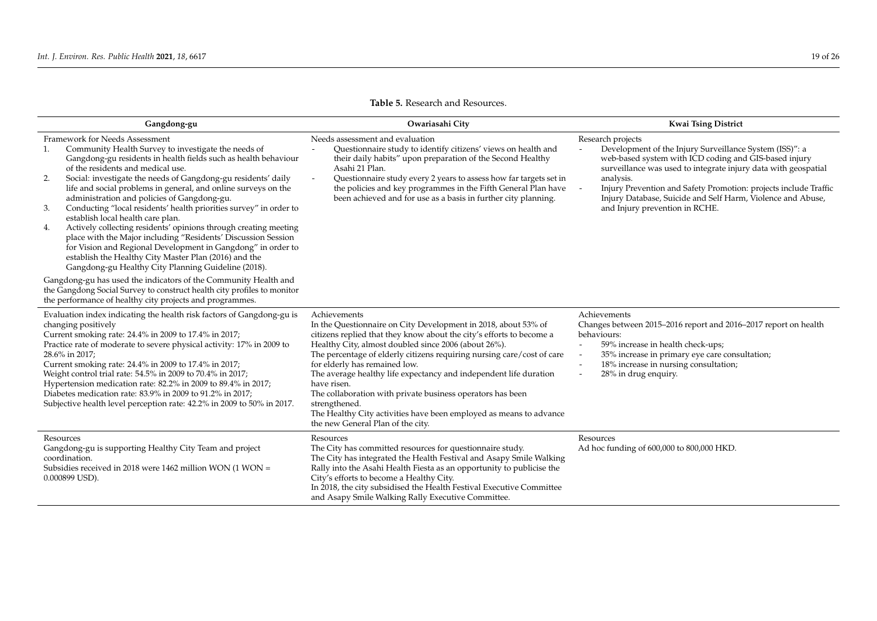**Table 5.** Research and Resources.

| Gangdong-gu | Owariasahi City | Kwai Tsing District |
|---|---|---|
| Framework for Needs Assessment<br>1. Community Health Survey to investigate the needs of Gangdong-gu residents in health fields such as health behaviour of the residents and medical use.<br>2. Social: investigate the needs of Gangdong-gu residents' daily life and social problems in general, and online surveys on the administration and policies of Gangdong-gu.<br>3. Conducting "local residents' health priorities survey" in order to establish local health care plan.<br>4. Actively collecting residents' opinions through creating meeting place with the Major including "Residents' Discussion Session for Vision and Regional Development in Gangdong" in order to establish the Healthy City Master Plan (2016) and the Gangdong-gu Healthy City Planning Guideline (2018).<br>Gangdong-gu has used the indicators of the Community Health and the Gangdong Social Survey to construct health city profiles to monitor the performance of healthy city projects and programmes. | Needs assessment and evaluation<br>- Questionnaire study to identify citizens' views on health and their daily habits" upon preparation of the Second Healthy Asahi 21 Plan.<br>- Questionnaire study every 2 years to assess how far targets set in the policies and key programmes in the Fifth General Plan have been achieved and for use as a basis in further city planning. | Research projects<br>- Development of the Injury Surveillance System (ISS)": a web-based system with ICD coding and GIS-based injury surveillance was used to integrate injury data with geospatial analysis.<br>- Injury Prevention and Safety Promotion: projects include Traffic Injury Database, Suicide and Self Harm, Violence and Abuse, and Injury prevention in RCHE. |
| Evaluation index indicating the health risk factors of Gangdong-gu is changing positively<br>Current smoking rate: 24.4% in 2009 to 17.4% in 2017;<br>Practice rate of moderate to severe physical activity: 17% in 2009 to 28.6% in 2017;<br>Current smoking rate: 24.4% in 2009 to 17.4% in 2017;<br>Weight control trial rate: 54.5% in 2009 to 70.4% in 2017;<br>Hypertension medication rate: 82.2% in 2009 to 89.4% in 2017;<br>Diabetes medication rate: 83.9% in 2009 to 91.2% in 2017;<br>Subjective health level perception rate: 42.2% in 2009 to 50% in 2017. | Achievements<br>In the Questionnaire on City Development in 2018, about 53% of citizens replied that they know about the city's efforts to become a Healthy City, almost doubled since 2006 (about 26%).<br>The percentage of elderly citizens requiring nursing care/cost of care for elderly has remained low.<br>The average healthy life expectancy and independent life duration have risen.<br>The collaboration with private business operators has been strengthened.<br>The Healthy City activities have been employed as means to advance the new General Plan of the city. | Achievements<br>Changes between 2015–2016 report and 2016–2017 report on health behaviours:<br>- 59% increase in health check-ups;<br>- 35% increase in primary eye care consultation;<br>- 18% increase in nursing consultation;<br>- 28% in drug enquiry. |
| Resources<br>Gangdong-gu is supporting Healthy City Team and project coordination.<br>Subsidies received in 2018 were 1462 million WON (1 WON = 0.000899 USD). | Resources<br>The City has committed resources for questionnaire study.<br>The City has integrated the Health Festival and Asapy Smile Walking Rally into the Asahi Health Fiesta as an opportunity to publicise the City's efforts to become a Healthy City.<br>In 2018, the city subsidised the Health Festival Executive Committee and Asapy Smile Walking Rally Executive Committee. | Resources<br>Ad hoc funding of 600,000 to 800,000 HKD. |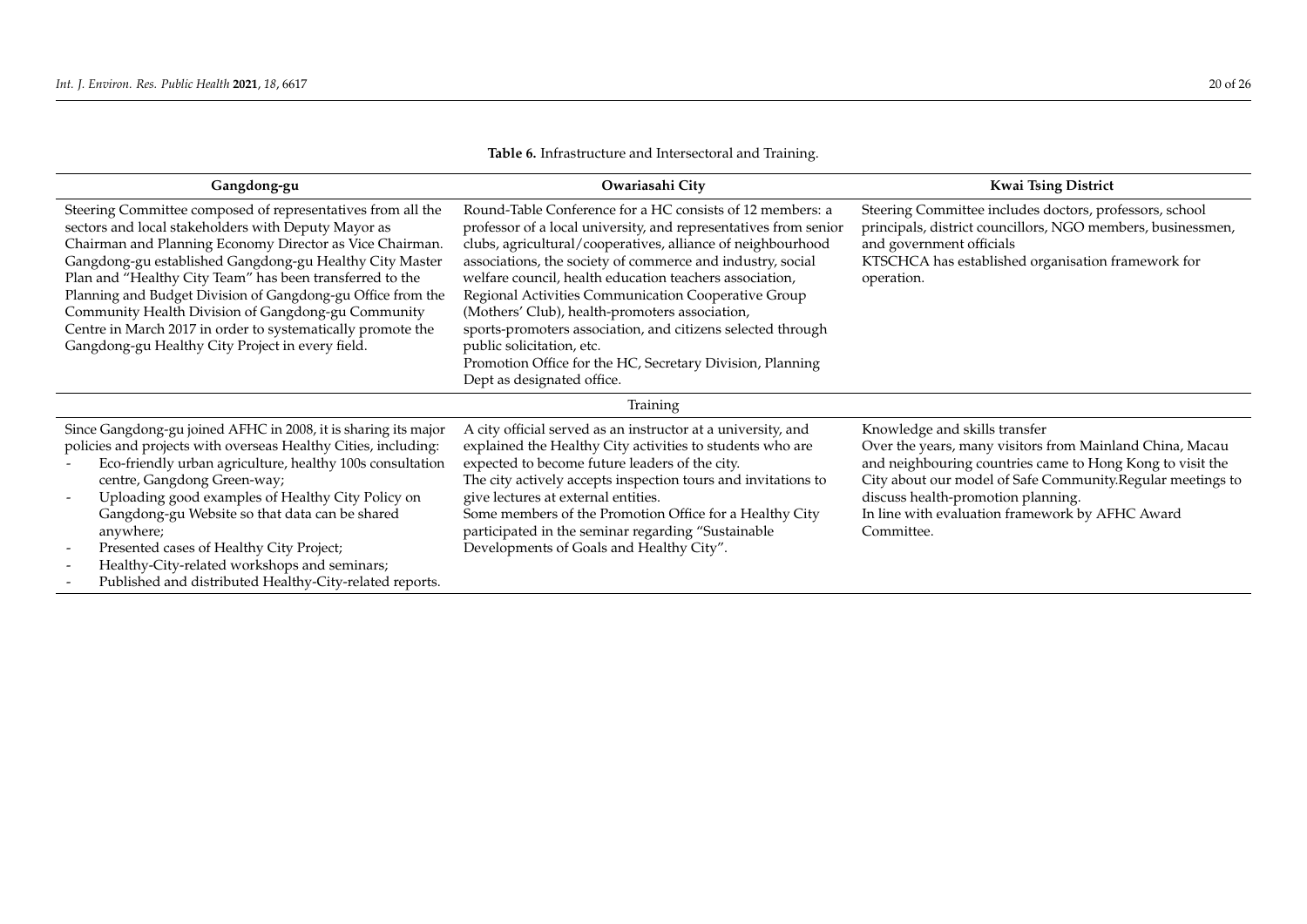**Table 6.** Infrastructure and Intersectoral and Training.

| Gangdong-gu | Owariasahi City | Kwai Tsing District |
|---|---|---|
| Steering Committee composed of representatives from all the sectors and local stakeholders with Deputy Mayor as Chairman and Planning Economy Director as Vice Chairman. Gangdong-gu established Gangdong-gu Healthy City Master Plan and "Healthy City Team" has been transferred to the Planning and Budget Division of Gangdong-gu Office from the Community Health Division of Gangdong-gu Community Centre in March 2017 in order to systematically promote the Gangdong-gu Healthy City Project in every field. | Round-Table Conference for a HC consists of 12 members: a professor of a local university, and representatives from senior clubs, agricultural/cooperatives, alliance of neighbourhood associations, the society of commerce and industry, social welfare council, health education teachers association, Regional Activities Communication Cooperative Group (Mothers' Club), health-promoters association, sports-promoters association, and citizens selected through public solicitation, etc.<br>Promotion Office for the HC, Secretary Division, Planning Dept as designated office. | Steering Committee includes doctors, professors, school principals, district councillors, NGO members, businessmen, and government officials<br>KTSCHCA has established organisation framework for operation. |
| | Training | |
| Since Gangdong-gu joined AFHC in 2008, it is sharing its major policies and projects with overseas Healthy Cities, including:<br>- Eco-friendly urban agriculture, healthy 100s consultation centre, Gangdong Green-way;<br>- Uploading good examples of Healthy City Policy on Gangdong-gu Website so that data can be shared anywhere;<br>- Presented cases of Healthy City Project;<br>- Healthy-City-related workshops and seminars;<br>- Published and distributed Healthy-City-related reports. | A city official served as an instructor at a university, and explained the Healthy City activities to students who are expected to become future leaders of the city.<br>The city actively accepts inspection tours and invitations to give lectures at external entities.<br>Some members of the Promotion Office for a Healthy City participated in the seminar regarding "Sustainable Developments of Goals and Healthy City". | Knowledge and skills transfer<br>Over the years, many visitors from Mainland China, Macau and neighbouring countries came to Hong Kong to visit the City about our model of Safe Community.Regular meetings to discuss health-promotion planning.<br>In line with evaluation framework by AFHC Award Committee. |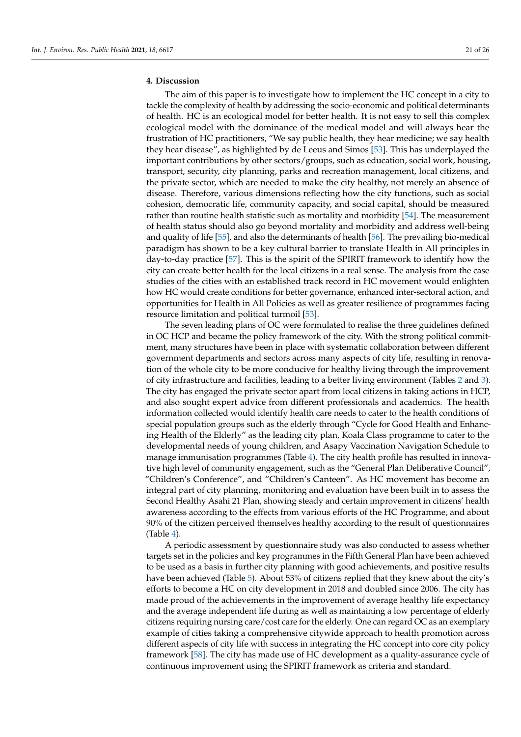## 4. Discussion

The aim of this paper is to investigate how to implement the HC concept in a city to tackle the complexity of health by addressing the socio-economic and political determinants of health. HC is an ecological model for better health. It is not easy to sell this complex ecological model with the dominance of the medical model and will always hear the frustration of HC practitioners, "We say public health, they hear medicine; we say health they hear disease", as highlighted by de Leeus and Simos [53]. This has underplayed the important contributions by other sectors/groups, such as education, social work, housing, transport, security, city planning, parks and recreation management, local citizens, and the private sector, which are needed to make the city healthy, not merely an absence of disease. Therefore, various dimensions reflecting how the city functions, such as social cohesion, democratic life, community capacity, and social capital, should be measured rather than routine health statistic such as mortality and morbidity [54]. The measurement of health status should also go beyond mortality and morbidity and address well-being and quality of life [55], and also the determinants of health [56]. The prevailing bio-medical paradigm has shown to be a key cultural barrier to translate Health in All principles in day-to-day practice [57]. This is the spirit of the SPIRIT framework to identify how the city can create better health for the local citizens in a real sense. The analysis from the case studies of the cities with an established track record in HC movement would enlighten how HC would create conditions for better governance, enhanced inter-sectoral action, and opportunities for Health in All Policies as well as greater resilience of programmes facing resource limitation and political turmoil [53].

The seven leading plans of OC were formulated to realise the three guidelines defined in OC HCP and became the policy framework of the city. With the strong political commitment, many structures have been in place with systematic collaboration between different government departments and sectors across many aspects of city life, resulting in renovation of the whole city to be more conducive for healthy living through the improvement of city infrastructure and facilities, leading to a better living environment (Tables 2 and 3). The city has engaged the private sector apart from local citizens in taking actions in HCP, and also sought expert advice from different professionals and academics. The health information collected would identify health care needs to cater to the health conditions of special population groups such as the elderly through "Cycle for Good Health and Enhancing Health of the Elderly" as the leading city plan, Koala Class programme to cater to the developmental needs of young children, and Asapy Vaccination Navigation Schedule to manage immunisation programmes (Table 4). The city health profile has resulted in innovative high level of community engagement, such as the "General Plan Deliberative Council", "Children's Conference", and "Children's Canteen". As HC movement has become an integral part of city planning, monitoring and evaluation have been built in to assess the Second Healthy Asahi 21 Plan, showing steady and certain improvement in citizens' health awareness according to the effects from various efforts of the HC Programme, and about 90% of the citizen perceived themselves healthy according to the result of questionnaires (Table 4).

A periodic assessment by questionnaire study was also conducted to assess whether targets set in the policies and key programmes in the Fifth General Plan have been achieved to be used as a basis in further city planning with good achievements, and positive results have been achieved (Table 5). About 53% of citizens replied that they knew about the city's efforts to become a HC on city development in 2018 and doubled since 2006. The city has made proud of the achievements in the improvement of average healthy life expectancy and the average independent life during as well as maintaining a low percentage of elderly citizens requiring nursing care/cost care for the elderly. One can regard OC as an exemplary example of cities taking a comprehensive citywide approach to health promotion across different aspects of city life with success in integrating the HC concept into core city policy framework [58]. The city has made use of HC development as a quality-assurance cycle of continuous improvement using the SPIRIT framework as criteria and standard.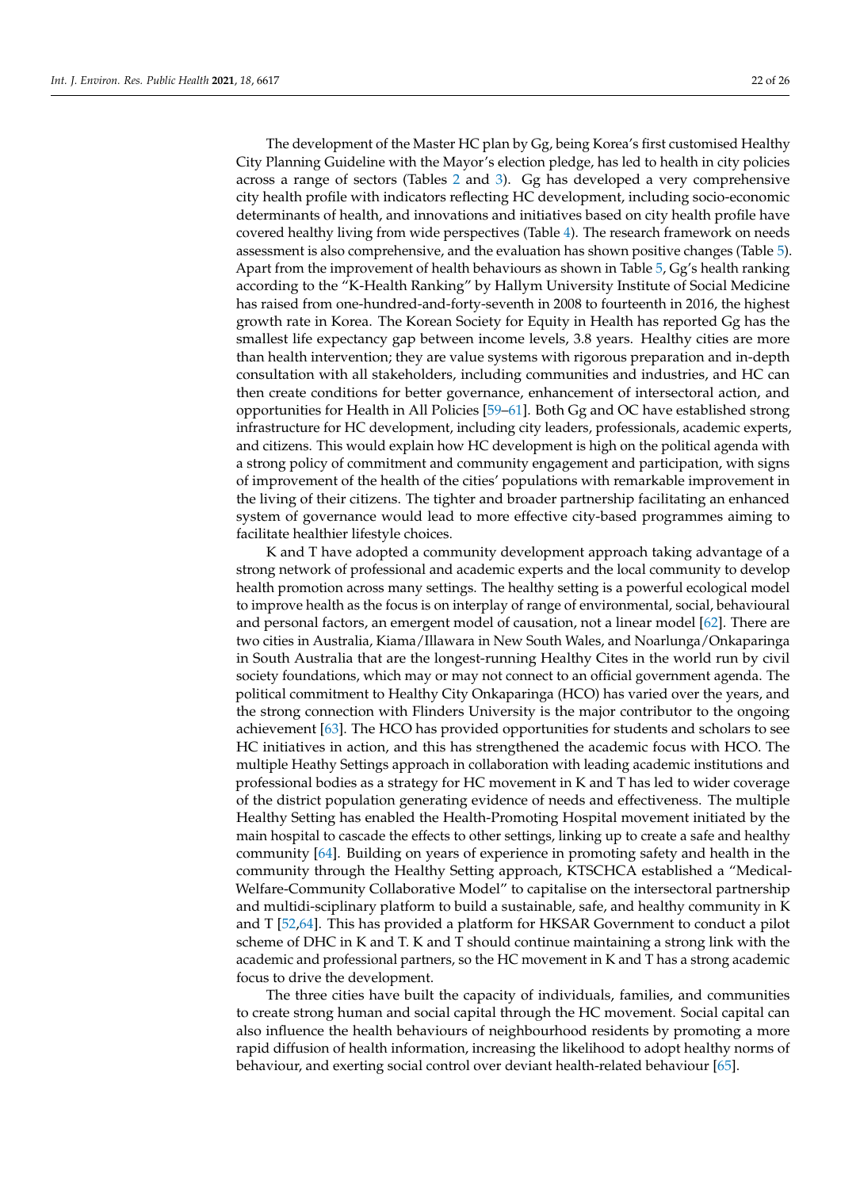The development of the Master HC plan by Gg, being Korea's first customised Healthy City Planning Guideline with the Mayor's election pledge, has led to health in city policies across a range of sectors (Tables 2 and 3). Gg has developed a very comprehensive city health profile with indicators reflecting HC development, including socio-economic determinants of health, and innovations and initiatives based on city health profile have covered healthy living from wide perspectives (Table 4). The research framework on needs assessment is also comprehensive, and the evaluation has shown positive changes (Table 5). Apart from the improvement of health behaviours as shown in Table 5, Gg's health ranking according to the "K-Health Ranking" by Hallym University Institute of Social Medicine has raised from one-hundred-and-forty-seventh in 2008 to fourteenth in 2016, the highest growth rate in Korea. The Korean Society for Equity in Health has reported Gg has the smallest life expectancy gap between income levels, 3.8 years. Healthy cities are more than health intervention; they are value systems with rigorous preparation and in-depth consultation with all stakeholders, including communities and industries, and HC can then create conditions for better governance, enhancement of intersectoral action, and opportunities for Health in All Policies [59–61]. Both Gg and OC have established strong infrastructure for HC development, including city leaders, professionals, academic experts, and citizens. This would explain how HC development is high on the political agenda with a strong policy of commitment and community engagement and participation, with signs of improvement of the health of the cities' populations with remarkable improvement in the living of their citizens. The tighter and broader partnership facilitating an enhanced system of governance would lead to more effective city-based programmes aiming to facilitate healthier lifestyle choices.

K and T have adopted a community development approach taking advantage of a strong network of professional and academic experts and the local community to develop health promotion across many settings. The healthy setting is a powerful ecological model to improve health as the focus is on interplay of range of environmental, social, behavioural and personal factors, an emergent model of causation, not a linear model [62]. There are two cities in Australia, Kiama/Illawara in New South Wales, and Noarlunga/Onkaparinga in South Australia that are the longest-running Healthy Cites in the world run by civil society foundations, which may or may not connect to an official government agenda. The political commitment to Healthy City Onkaparinga (HCO) has varied over the years, and the strong connection with Flinders University is the major contributor to the ongoing achievement [63]. The HCO has provided opportunities for students and scholars to see HC initiatives in action, and this has strengthened the academic focus with HCO. The multiple Heathy Settings approach in collaboration with leading academic institutions and professional bodies as a strategy for HC movement in K and T has led to wider coverage of the district population generating evidence of needs and effectiveness. The multiple Healthy Setting has enabled the Health-Promoting Hospital movement initiated by the main hospital to cascade the effects to other settings, linking up to create a safe and healthy community [64]. Building on years of experience in promoting safety and health in the community through the Healthy Setting approach, KTSCHCA established a "Medical-Welfare-Community Collaborative Model" to capitalise on the intersectoral partnership and multidi-sciplinary platform to build a sustainable, safe, and healthy community in K and T [52,64]. This has provided a platform for HKSAR Government to conduct a pilot scheme of DHC in K and T. K and T should continue maintaining a strong link with the academic and professional partners, so the HC movement in K and T has a strong academic focus to drive the development.

The three cities have built the capacity of individuals, families, and communities to create strong human and social capital through the HC movement. Social capital can also influence the health behaviours of neighbourhood residents by promoting a more rapid diffusion of health information, increasing the likelihood to adopt healthy norms of behaviour, and exerting social control over deviant health-related behaviour [65].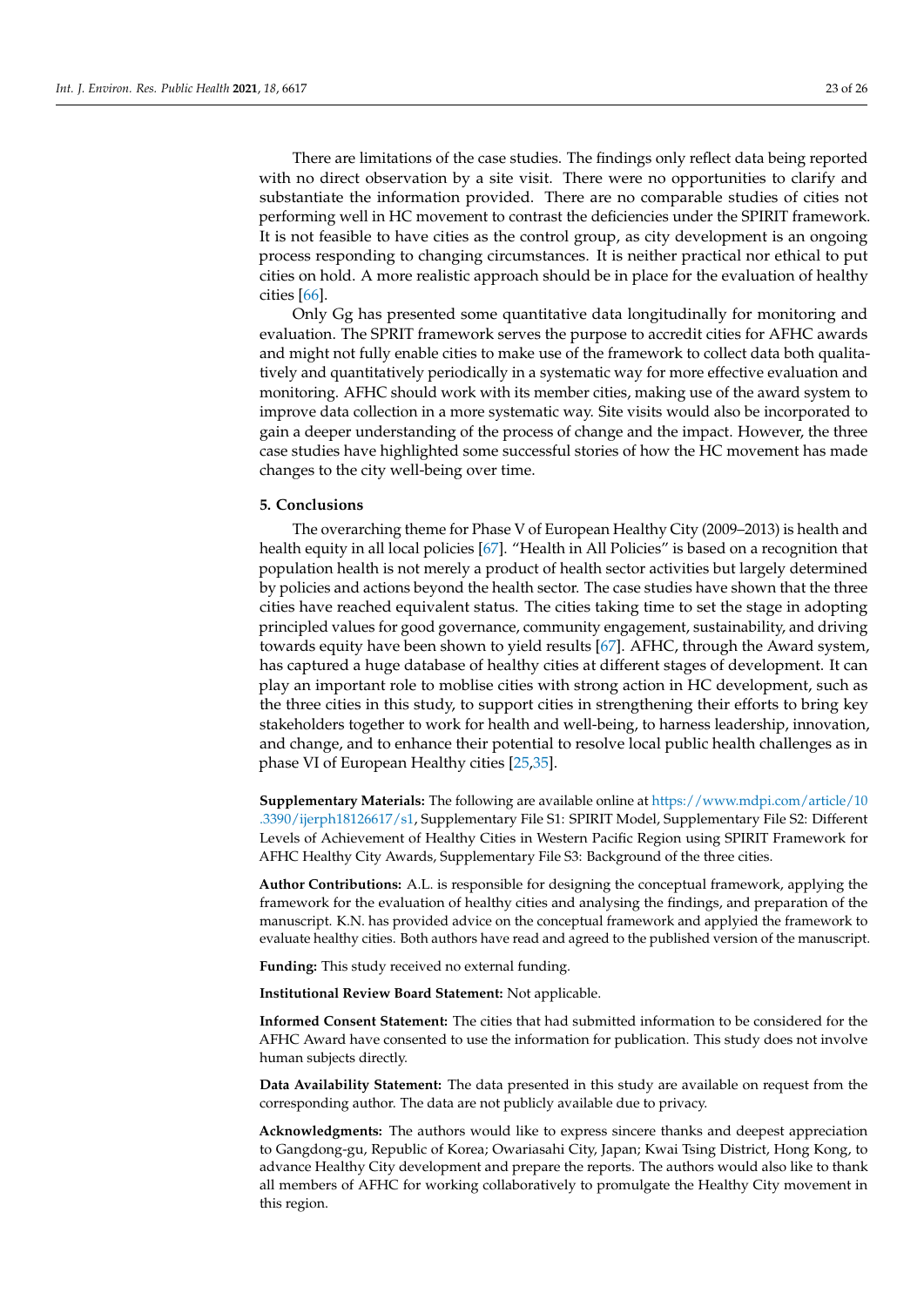There are limitations of the case studies. The findings only reflect data being reported with no direct observation by a site visit. There were no opportunities to clarify and substantiate the information provided. There are no comparable studies of cities not performing well in HC movement to contrast the deficiencies under the SPIRIT framework. It is not feasible to have cities as the control group, as city development is an ongoing process responding to changing circumstances. It is neither practical nor ethical to put cities on hold. A more realistic approach should be in place for the evaluation of healthy cities [66].

Only Gg has presented some quantitative data longitudinally for monitoring and evaluation. The SPRIT framework serves the purpose to accredit cities for AFHC awards and might not fully enable cities to make use of the framework to collect data both qualitatively and quantitatively periodically in a systematic way for more effective evaluation and monitoring. AFHC should work with its member cities, making use of the award system to improve data collection in a more systematic way. Site visits would also be incorporated to gain a deeper understanding of the process of change and the impact. However, the three case studies have highlighted some successful stories of how the HC movement has made changes to the city well-being over time.

## 5. Conclusions

The overarching theme for Phase V of European Healthy City (2009–2013) is health and health equity in all local policies [67]. "Health in All Policies" is based on a recognition that population health is not merely a product of health sector activities but largely determined by policies and actions beyond the health sector. The case studies have shown that the three cities have reached equivalent status. The cities taking time to set the stage in adopting principled values for good governance, community engagement, sustainability, and driving towards equity have been shown to yield results [67]. AFHC, through the Award system, has captured a huge database of healthy cities at different stages of development. It can play an important role to moblise cities with strong action in HC development, such as the three cities in this study, to support cities in strengthening their efforts to bring key stakeholders together to work for health and well-being, to harness leadership, innovation, and change, and to enhance their potential to resolve local public health challenges as in phase VI of European Healthy cities [25,35].

**Supplementary Materials:** The following are available online at https://www.mdpi.com/article/10.3390/ijerph18126617/s1, Supplementary File S1: SPIRIT Model, Supplementary File S2: Different Levels of Achievement of Healthy Cities in Western Pacific Region using SPIRIT Framework for AFHC Healthy City Awards, Supplementary File S3: Background of the three cities.

**Author Contributions:** A.L. is responsible for designing the conceptual framework, applying the framework for the evaluation of healthy cities and analysing the findings, and preparation of the manuscript. K.N. has provided advice on the conceptual framework and applyied the framework to evaluate healthy cities. Both authors have read and agreed to the published version of the manuscript.

**Funding:** This study received no external funding.

**Institutional Review Board Statement:** Not applicable.

**Informed Consent Statement:** The cities that had submitted information to be considered for the AFHC Award have consented to use the information for publication. This study does not involve human subjects directly.

**Data Availability Statement:** The data presented in this study are available on request from the corresponding author. The data are not publicly available due to privacy.

**Acknowledgments:** The authors would like to express sincere thanks and deepest appreciation to Gangdong-gu, Republic of Korea; Owariasahi City, Japan; Kwai Tsing District, Hong Kong, to advance Healthy City development and prepare the reports. The authors would also like to thank all members of AFHC for working collaboratively to promulgate the Healthy City movement in this region.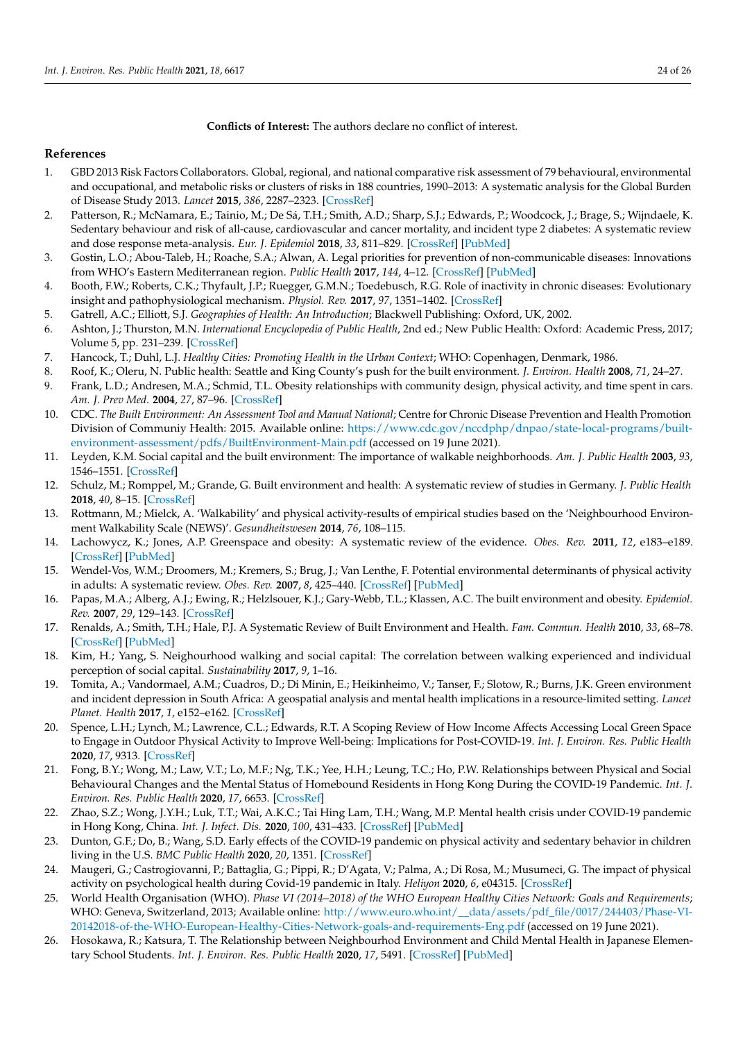**Conflicts of Interest:** The authors declare no conflict of interest.

## References

1. GBD 2013 Risk Factors Collaborators. Global, regional, and national comparative risk assessment of 79 behavioural, environmental and occupational, and metabolic risks or clusters of risks in 188 countries, 1990–2013: A systematic analysis for the Global Burden of Disease Study 2013. *Lancet* **2015**, *386*, 2287–2323. [CrossRef]
2. Patterson, R.; McNamara, E.; Tainio, M.; De Sá, T.H.; Smith, A.D.; Sharp, S.J.; Edwards, P.; Woodcock, J.; Brage, S.; Wijndaele, K. Sedentary behaviour and risk of all-cause, cardiovascular and cancer mortality, and incident type 2 diabetes: A systematic review and dose response meta-analysis. *Eur. J. Epidemiol* **2018**, *33*, 811–829. [CrossRef] [PubMed]
3. Gostin, L.O.; Abou-Taleb, H.; Roache, S.A.; Alwan, A. Legal priorities for prevention of non-communicable diseases: Innovations from WHO's Eastern Mediterranean region. *Public Health* **2017**, *144*, 4–12. [CrossRef] [PubMed]
4. Booth, F.W.; Roberts, C.K.; Thyfault, J.P.; Ruegger, G.M.N.; Toedebusch, R.G. Role of inactivity in chronic diseases: Evolutionary insight and pathophysiological mechanism. *Physiol. Rev.* **2017**, *97*, 1351–1402. [CrossRef]
5. Gatrell, A.C.; Elliott, S.J. *Geographies of Health: An Introduction*; Blackwell Publishing: Oxford, UK, 2002.
6. Ashton, J.; Thurston, M.N. *International Encyclopedia of Public Health*, 2nd ed.; New Public Health: Oxford: Academic Press, 2017; Volume 5, pp. 231–239. [CrossRef]
7. Hancock, T.; Duhl, L.J. *Healthy Cities: Promoting Health in the Urban Context*; WHO: Copenhagen, Denmark, 1986.
8. Roof, K.; Oleru, N. Public health: Seattle and King County's push for the built environment. *J. Environ. Health* **2008**, *71*, 24–27.
9. Frank, L.D.; Andresen, M.A.; Schmid, T.L. Obesity relationships with community design, physical activity, and time spent in cars. *Am. J. Prev Med.* **2004**, *27*, 87–96. [CrossRef]
10. CDC. *The Built Environment: An Assessment Tool and Manual National*; Centre for Chronic Disease Prevention and Health Promotion Division of Communiy Health: 2015. Available online: https://www.cdc.gov/nccdphp/dnpao/state-local-programs/built-environment-assessment/pdfs/BuiltEnvironment-Main.pdf (accessed on 19 June 2021).
11. Leyden, K.M. Social capital and the built environment: The importance of walkable neighborhoods. *Am. J. Public Health* **2003**, *93*, 1546–1551. [CrossRef]
12. Schulz, M.; Romppel, M.; Grande, G. Built environment and health: A systematic review of studies in Germany. *J. Public Health* **2018**, *40*, 8–15. [CrossRef]
13. Rottmann, M.; Mielck, A. 'Walkability' and physical activity-results of empirical studies based on the 'Neighbourhood Environment Walkability Scale (NEWS)'. *Gesundheitswesen* **2014**, *76*, 108–115.
14. Lachowycz, K.; Jones, A.P. Greenspace and obesity: A systematic review of the evidence. *Obes. Rev.* **2011**, *12*, e183–e189. [CrossRef] [PubMed]
15. Wendel-Vos, W.M.; Droomers, M.; Kremers, S.; Brug, J.; Van Lenthe, F. Potential environmental determinants of physical activity in adults: A systematic review. *Obes. Rev.* **2007**, *8*, 425–440. [CrossRef] [PubMed]
16. Papas, M.A.; Alberg, A.J.; Ewing, R.; Helzlsouer, K.J.; Gary-Webb, T.L.; Klassen, A.C. The built environment and obesity. *Epidemiol. Rev.* **2007**, *29*, 129–143. [CrossRef]
17. Renalds, A.; Smith, T.H.; Hale, P.J. A Systematic Review of Built Environment and Health. *Fam. Commun. Health* **2010**, *33*, 68–78. [CrossRef] [PubMed]
18. Kim, H.; Yang, S. Neighourhood walking and social capital: The correlation between walking experienced and individual perception of social capital. *Sustainability* **2017**, *9*, 1–16.
19. Tomita, A.; Vandormael, A.M.; Cuadros, D.; Di Minin, E.; Heikinheimo, V.; Tanser, F.; Slotow, R.; Burns, J.K. Green environment and incident depression in South Africa: A geospatial analysis and mental health implications in a resource-limited setting. *Lancet Planet. Health* **2017**, *1*, e152–e162. [CrossRef]
20. Spence, L.H.; Lynch, M.; Lawrence, C.L.; Edwards, R.T. A Scoping Review of How Income Affects Accessing Local Green Space to Engage in Outdoor Physical Activity to Improve Well-being: Implications for Post-COVID-19. *Int. J. Environ. Res. Public Health* **2020**, *17*, 9313. [CrossRef]
21. Fong, B.Y.; Wong, M.; Law, V.T.; Lo, M.F.; Ng, T.K.; Yee, H.H.; Leung, T.C.; Ho, P.W. Relationships between Physical and Social Behavioural Changes and the Mental Status of Homebound Residents in Hong Kong During the COVID-19 Pandemic. *Int. J. Environ. Res. Public Health* **2020**, *17*, 6653. [CrossRef]
22. Zhao, S.Z.; Wong, J.Y.H.; Luk, T.T.; Wai, A.K.C.; Tai Hing Lam, T.H.; Wang, M.P. Mental health crisis under COVID-19 pandemic in Hong Kong, China. *Int. J. Infect. Dis.* **2020**, *100*, 431–433. [CrossRef] [PubMed]
23. Dunton, G.F.; Do, B.; Wang, S.D. Early effects of the COVID-19 pandemic on physical activity and sedentary behavior in children living in the U.S. *BMC Public Health* **2020**, *20*, 1351. [CrossRef]
24. Maugeri, G.; Castrogiovanni, P.; Battaglia, G.; Pippi, R.; D'Agata, V.; Palma, A.; Di Rosa, M.; Musumeci, G. The impact of physical activity on psychological health during Covid-19 pandemic in Italy. *Heliyon* **2020**, *6*, e04315. [CrossRef]
25. World Health Organisation (WHO). *Phase VI (2014–2018) of the WHO European Healthy Cities Network: Goals and Requirements*; WHO: Geneva, Switzerland, 2013; Available online: http://www.euro.who.int/__data/assets/pdf_file/0017/244403/Phase-VI-20142018-of-the-WHO-European-Healthy-Cities-Network-goals-and-requirements-Eng.pdf (accessed on 19 June 2021).
26. Hosokawa, R.; Katsura, T. The Relationship between Neighbourhood Environment and Child Mental Health in Japanese Elementary School Students. *Int. J. Environ. Res. Public Health* **2020**, *17*, 5491. [CrossRef] [PubMed]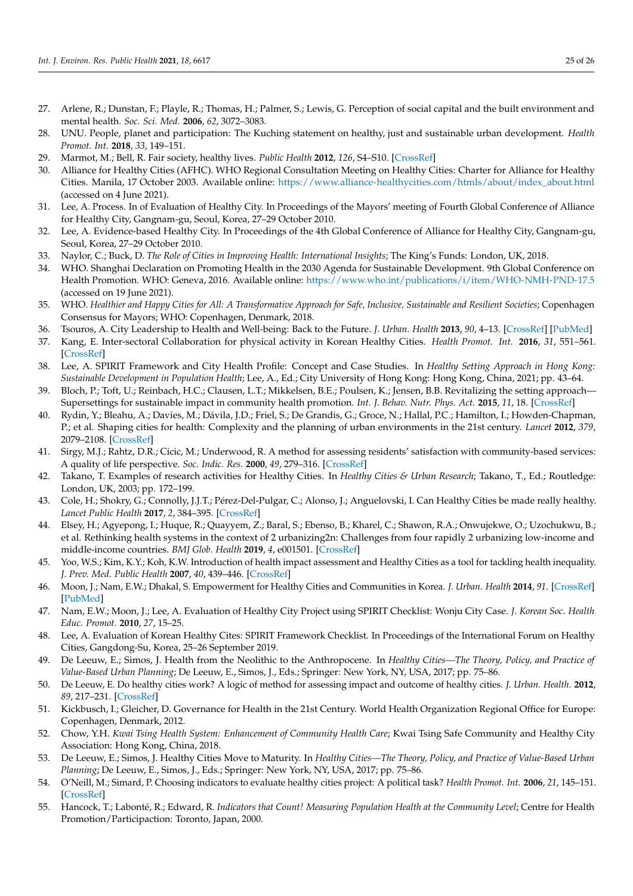27. Arlene, R.; Dunstan, F.; Playle, R.; Thomas, H.; Palmer, S.; Lewis, G. Perception of social capital and the built environment and mental health. *Soc. Sci. Med.* **2006**, *62*, 3072–3083.
28. UNU. People, planet and participation: The Kuching statement on healthy, just and sustainable urban development. *Health Promot. Int.* **2018**, *33*, 149–151.
29. Marmot, M.; Bell, R. Fair society, healthy lives. *Public Health* **2012**, *126*, S4–S10. [CrossRef]
30. Alliance for Healthy Cities (AFHC). WHO Regional Consultation Meeting on Healthy Cities: Charter for Alliance for Healthy Cities. Manila, 17 October 2003. Available online: https://www.alliance-healthycities.com/htmls/about/index_about.html (accessed on 4 June 2021).
31. Lee, A. Process. In of Evaluation of Healthy City. In Proceedings of the Mayors' meeting of Fourth Global Conference of Alliance for Healthy City, Gangnam-gu, Seoul, Korea, 27–29 October 2010.
32. Lee, A. Evidence-based Healthy City. In Proceedings of the 4th Global Conference of Alliance for Healthy City, Gangnam-gu, Seoul, Korea, 27–29 October 2010.
33. Naylor, C.; Buck, D. *The Role of Cities in Improving Health: International Insights*; The King's Funds: London, UK, 2018.
34. WHO. Shanghai Declaration on Promoting Health in the 2030 Agenda for Sustainable Development. 9th Global Conference on Health Promotion. WHO: Geneva, 2016. Available online: https://www.who.int/publications/i/item/WHO-NMH-PND-17.5 (accessed on 19 June 2021).
35. WHO. *Healthier and Happy Cities for All: A Transformative Approach for Safe, Inclusive, Sustainable and Resilient Societies*; Copenhagen Consensus for Mayors; WHO: Copenhagen, Denmark, 2018.
36. Tsouros, A. City Leadership to Health and Well-being: Back to the Future. *J. Urban. Health* **2013**, *90*, 4–13. [CrossRef] [PubMed]
37. Kang, E. Inter-sectoral Collaboration for physical activity in Korean Healthy Cities. *Health Promot. Int.* **2016**, *31*, 551–561. [CrossRef]
38. Lee, A. SPIRIT Framework and City Health Profile: Concept and Case Studies. In *Healthy Setting Approach in Hong Kong: Sustainable Development in Population Health*; Lee, A., Ed.; City University of Hong Kong: Hong Kong, China, 2021; pp. 43–64.
39. Bloch, P.; Toft, U.; Reinbach, H.C.; Clausen, L.T.; Mikkelsen, B.E.; Poulsen, K.; Jensen, B.B. Revitalizing the setting approach—Supersettings for sustainable impact in community health promotion. *Int. J. Behav. Nutr. Phys. Act.* **2015**, *11*, 18. [CrossRef]
40. Rydin, Y.; Bleahu, A.; Davies, M.; Dávila, J.D.; Friel, S.; De Grandis, G.; Groce, N.; Hallal, P.C.; Hamilton, I.; Howden-Chapman, P.; et al. Shaping cities for health: Complexity and the planning of urban environments in the 21st century. *Lancet* **2012**, *379*, 2079–2108. [CrossRef]
41. Sirgy, M.J.; Rahtz, D.R.; Cicic, M.; Underwood, R. A method for assessing residents' satisfaction with community-based services: A quality of life perspective. *Soc. Indic. Res.* **2000**, *49*, 279–316. [CrossRef]
42. Takano, T. Examples of research activities for Healthy Cities. In *Healthy Cities & Urban Research*; Takano, T., Ed.; Routledge: London, UK, 2003; pp. 172–199.
43. Cole, H.; Shokry, G.; Connolly, J.J.T.; Pérez-Del-Pulgar, C.; Alonso, J.; Anguelovski, I. Can Healthy Cities be made really healthy. *Lancet Public Health* **2017**, *2*, 384–395. [CrossRef]
44. Elsey, H.; Agyepong, I.; Huque, R.; Quayyem, Z.; Baral, S.; Ebenso, B.; Kharel, C.; Shawon, R.A.; Onwujekwe, O.; Uzochukwu, B.; et al. Rethinking health systems in the context of 2 urbanizing2n: Challenges from four rapidly 2 urbanizing low-income and middle-income countries. *BMJ Glob. Health* **2019**, *4*, e001501. [CrossRef]
45. Yoo, W.S.; Kim, K.Y.; Koh, K.W. Introduction of health impact assessment and Healthy Cities as a tool for tackling health inequality. *J. Prev. Med. Public Health* **2007**, *40*, 439–446. [CrossRef]
46. Moon, J.; Nam, E.W.; Dhakal, S. Empowerment for Healthy Cities and Communities in Korea. *J. Urban. Health* **2014**, *91*. [CrossRef] [PubMed]
47. Nam, E.W.; Moon, J.; Lee, A. Evaluation of Healthy City Project using SPIRIT Checklist: Wonju City Case. *J. Korean Soc. Health Educ. Promot.* **2010**, *27*, 15–25.
48. Lee, A. Evaluation of Korean Healthy Cites: SPIRIT Framework Checklist. In Proceedings of the International Forum on Healthy Cities, Gangdong-Su, Korea, 25–26 September 2019.
49. De Leeuw, E.; Simos, J. Health from the Neolithic to the Anthropocene. In *Healthy Cities—The Theory, Policy, and Practice of Value-Based Urban Planning*; De Leeuw, E., Simos, J., Eds.; Springer: New York, NY, USA, 2017; pp. 75–86.
50. De Leeuw, E. Do healthy cities work? A logic of method for assessing impact and outcome of healthy cities. *J. Urban. Health.* **2012**, *89*, 217–231. [CrossRef]
51. Kickbusch, I.; Gleicher, D. Governance for Health in the 21st Century. World Health Organization Regional Office for Europe: Copenhagen, Denmark, 2012.
52. Chow, Y.H. *Kwai Tsing Health System: Enhancement of Community Health Care*; Kwai Tsing Safe Community and Healthy City Association: Hong Kong, China, 2018.
53. De Leeuw, E.; Simos, J. Healthy Cities Move to Maturity. In *Healthy Cities—The Theory, Policy, and Practice of Value-Based Urban Planning*; De Leeuw, E., Simos, J., Eds.; Springer: New York, NY, USA, 2017; pp. 75–86.
54. O'Neill, M.; Simard, P. Choosing indicators to evaluate healthy cities project: A political task? *Health Promot. Int.* **2006**, *21*, 145–151. [CrossRef]
55. Hancock, T.; Labonté, R.; Edward, R. *Indicators that Count! Measuring Population Health at the Community Level*; Centre for Health Promotion/Participaction: Toronto, Japan, 2000.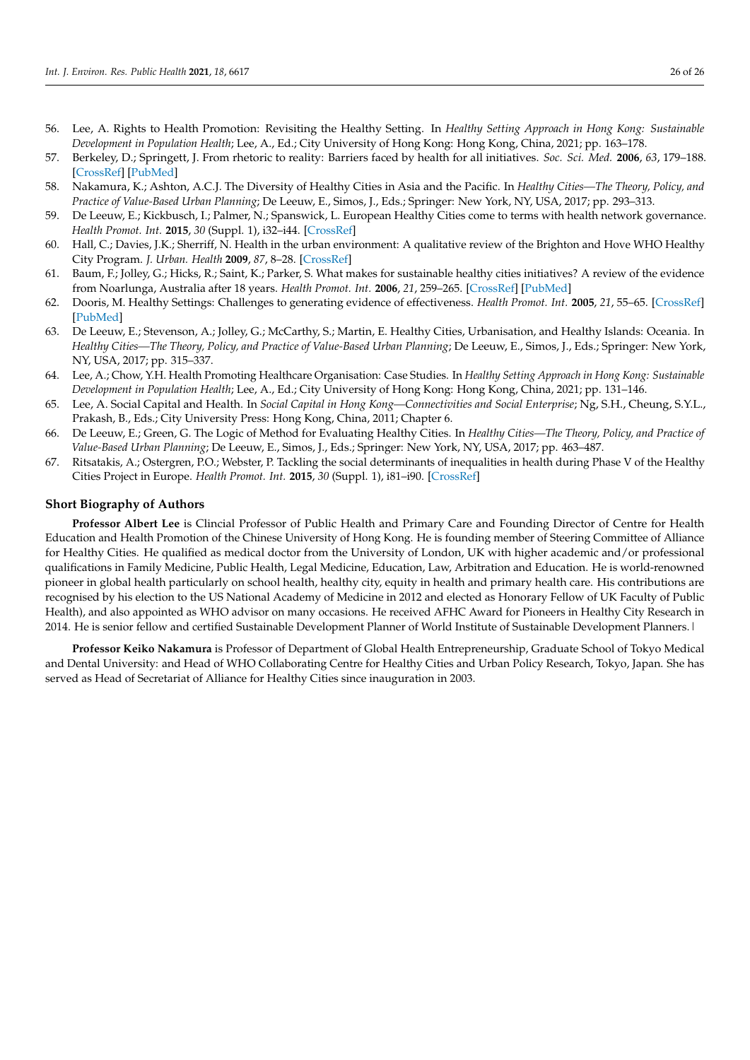56. Lee, A. Rights to Health Promotion: Revisiting the Healthy Setting. In *Healthy Setting Approach in Hong Kong: Sustainable Development in Population Health*; Lee, A., Ed.; City University of Hong Kong: Hong Kong, China, 2021; pp. 163–178.
57. Berkeley, D.; Springett, J. From rhetoric to reality: Barriers faced by health for all initiatives. *Soc. Sci. Med.* **2006**, *63*, 179–188. [CrossRef] [PubMed]
58. Nakamura, K.; Ashton, A.C.J. The Diversity of Healthy Cities in Asia and the Pacific. In *Healthy Cities—The Theory, Policy, and Practice of Value-Based Urban Planning*; De Leeuw, E., Simos, J., Eds.; Springer: New York, NY, USA, 2017; pp. 293–313.
59. De Leeuw, E.; Kickbusch, I.; Palmer, N.; Spanswick, L. European Healthy Cities come to terms with health network governance. *Health Promot. Int.* **2015**, *30* (Suppl. 1), i32–i44. [CrossRef]
60. Hall, C.; Davies, J.K.; Sherriff, N. Health in the urban environment: A qualitative review of the Brighton and Hove WHO Healthy City Program. *J. Urban. Health* **2009**, *87*, 8–28. [CrossRef]
61. Baum, F.; Jolley, G.; Hicks, R.; Saint, K.; Parker, S. What makes for sustainable healthy cities initiatives? A review of the evidence from Noarlunga, Australia after 18 years. *Health Promot. Int.* **2006**, *21*, 259–265. [CrossRef] [PubMed]
62. Dooris, M. Healthy Settings: Challenges to generating evidence of effectiveness. *Health Promot. Int.* **2005**, *21*, 55–65. [CrossRef] [PubMed]
63. De Leeuw, E.; Stevenson, A.; Jolley, G.; McCarthy, S.; Martin, E. Healthy Cities, Urbanisation, and Healthy Islands: Oceania. In *Healthy Cities—The Theory, Policy, and Practice of Value-Based Urban Planning*; De Leeuw, E., Simos, J., Eds.; Springer: New York, NY, USA, 2017; pp. 315–337.
64. Lee, A.; Chow, Y.H. Health Promoting Healthcare Organisation: Case Studies. In *Healthy Setting Approach in Hong Kong: Sustainable Development in Population Health*; Lee, A., Ed.; City University of Hong Kong: Hong Kong, China, 2021; pp. 131–146.
65. Lee, A. Social Capital and Health. In *Social Capital in Hong Kong—Connectivities and Social Enterprise*; Ng, S.H., Cheung, S.Y.L., Prakash, B., Eds.; City University Press: Hong Kong, China, 2011; Chapter 6.
66. De Leeuw, E.; Green, G. The Logic of Method for Evaluating Healthy Cities. In *Healthy Cities—The Theory, Policy, and Practice of Value-Based Urban Planning*; De Leeuw, E., Simos, J., Eds.; Springer: New York, NY, USA, 2017; pp. 463–487.
67. Ritsatakis, A.; Ostergren, P.O.; Webster, P. Tackling the social determinants of inequalities in health during Phase V of the Healthy Cities Project in Europe. *Health Promot. Int.* **2015**, *30* (Suppl. 1), i81–i90. [CrossRef]

## Short Biography of Authors

**Professor Albert Lee** is Clincial Professor of Public Health and Primary Care and Founding Director of Centre for Health Education and Health Promotion of the Chinese University of Hong Kong. He is founding member of Steering Committee of Alliance for Healthy Cities. He qualified as medical doctor from the University of London, UK with higher academic and/or professional qualifications in Family Medicine, Public Health, Legal Medicine, Education, Law, Arbitration and Education. He is world-renowned pioneer in global health particularly on school health, healthy city, equity in health and primary health care. His contributions are recognised by his election to the US National Academy of Medicine in 2012 and elected as Honorary Fellow of UK Faculty of Public Health), and also appointed as WHO advisor on many occasions. He received AFHC Award for Pioneers in Healthy City Research in 2014. He is senior fellow and certified Sustainable Development Planner of World Institute of Sustainable Development Planners.

**Professor Keiko Nakamura** is Professor of Department of Global Health Entrepreneurship, Graduate School of Tokyo Medical and Dental University: and Head of WHO Collaborating Centre for Healthy Cities and Urban Policy Research, Tokyo, Japan. She has served as Head of Secretariat of Alliance for Healthy Cities since inauguration in 2003.